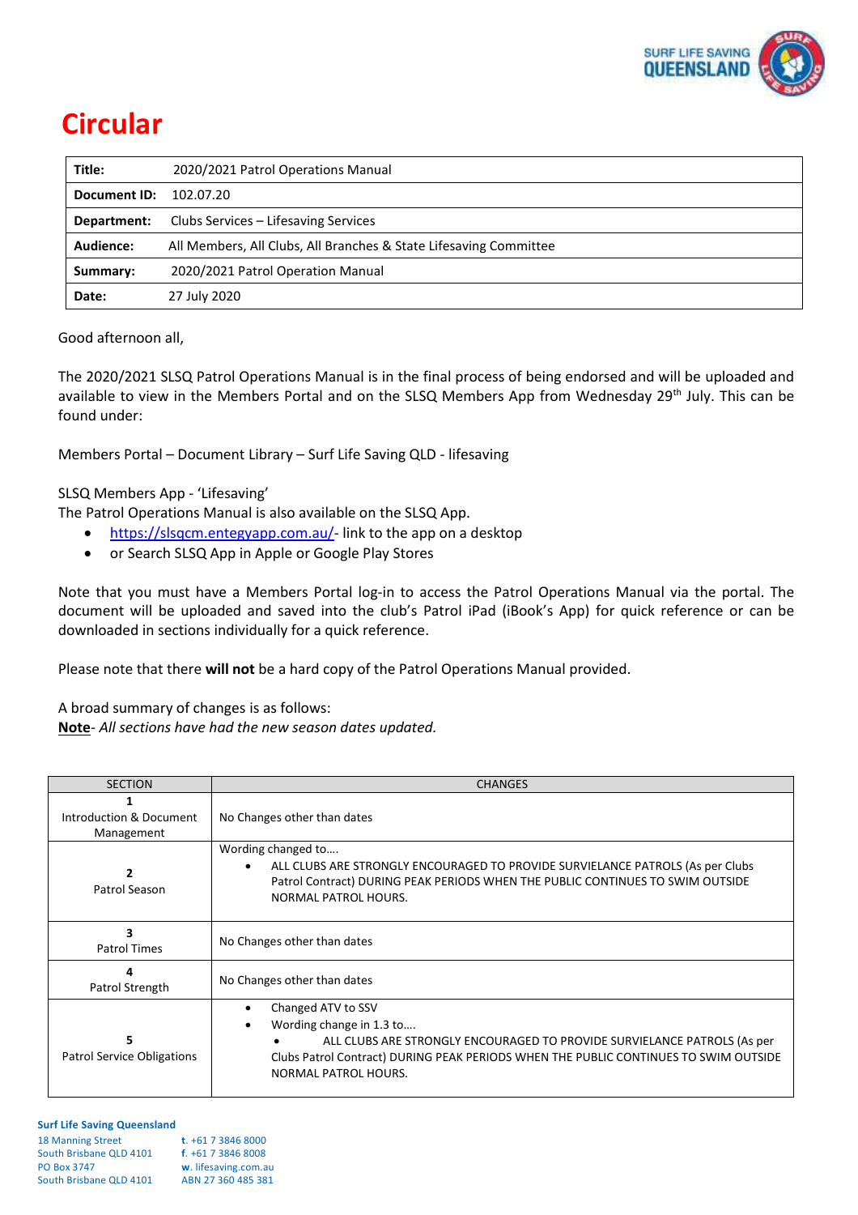# Circular

| Title: | 2020/2021 Patrol Operations Manual |
|---|---|
| Document ID: | 102.07.20 |
| Department: | Clubs Services – Lifesaving Services |
| Audience: | All Members, All Clubs, All Branches & State Lifesaving Committee |
| Summary: | 2020/2021 Patrol Operation Manual |
| Date: | 27 July 2020 |

Good afternoon all,

The 2020/2021 SLSQ Patrol Operations Manual is in the final process of being endorsed and will be uploaded and available to view in the Members Portal and on the SLSQ Members App from Wednesday 29th July. This can be found under:

Members Portal – Document Library – Surf Life Saving QLD - lifesaving

SLSQ Members App - 'Lifesaving'
The Patrol Operations Manual is also available on the SLSQ App.

- https://slsqcm.entegyapp.com.au/- link to the app on a desktop
- or Search SLSQ App in Apple or Google Play Stores

Note that you must have a Members Portal log-in to access the Patrol Operations Manual via the portal. The document will be uploaded and saved into the club's Patrol iPad (iBook's App) for quick reference or can be downloaded in sections individually for a quick reference.

Please note that there **will not** be a hard copy of the Patrol Operations Manual provided.

A broad summary of changes is as follows:
**Note**- *All sections have had the new season dates updated.*

| SECTION | CHANGES |
|---|---|
| **1** Introduction & Document Management | No Changes other than dates |
| **2** Patrol Season | Wording changed to….<br>• ALL CLUBS ARE STRONGLY ENCOURAGED TO PROVIDE SURVIELANCE PATROLS (As per Clubs Patrol Contract) DURING PEAK PERIODS WHEN THE PUBLIC CONTINUES TO SWIM OUTSIDE NORMAL PATROL HOURS. |
| **3** Patrol Times | No Changes other than dates |
| **4** Patrol Strength | No Changes other than dates |
| **5** Patrol Service Obligations | • Changed ATV to SSV<br>• Wording change in 1.3 to….<br>• ALL CLUBS ARE STRONGLY ENCOURAGED TO PROVIDE SURVIELANCE PATROLS (As per Clubs Patrol Contract) DURING PEAK PERIODS WHEN THE PUBLIC CONTINUES TO SWIM OUTSIDE NORMAL PATROL HOURS. |

**Surf Life Saving Queensland**
18 Manning Street
South Brisbane QLD 4101
PO Box 3747
South Brisbane QLD 4101

t. +61 7 3846 8000
f. +61 7 3846 8008
w. lifesaving.com.au
ABN 27 360 485 381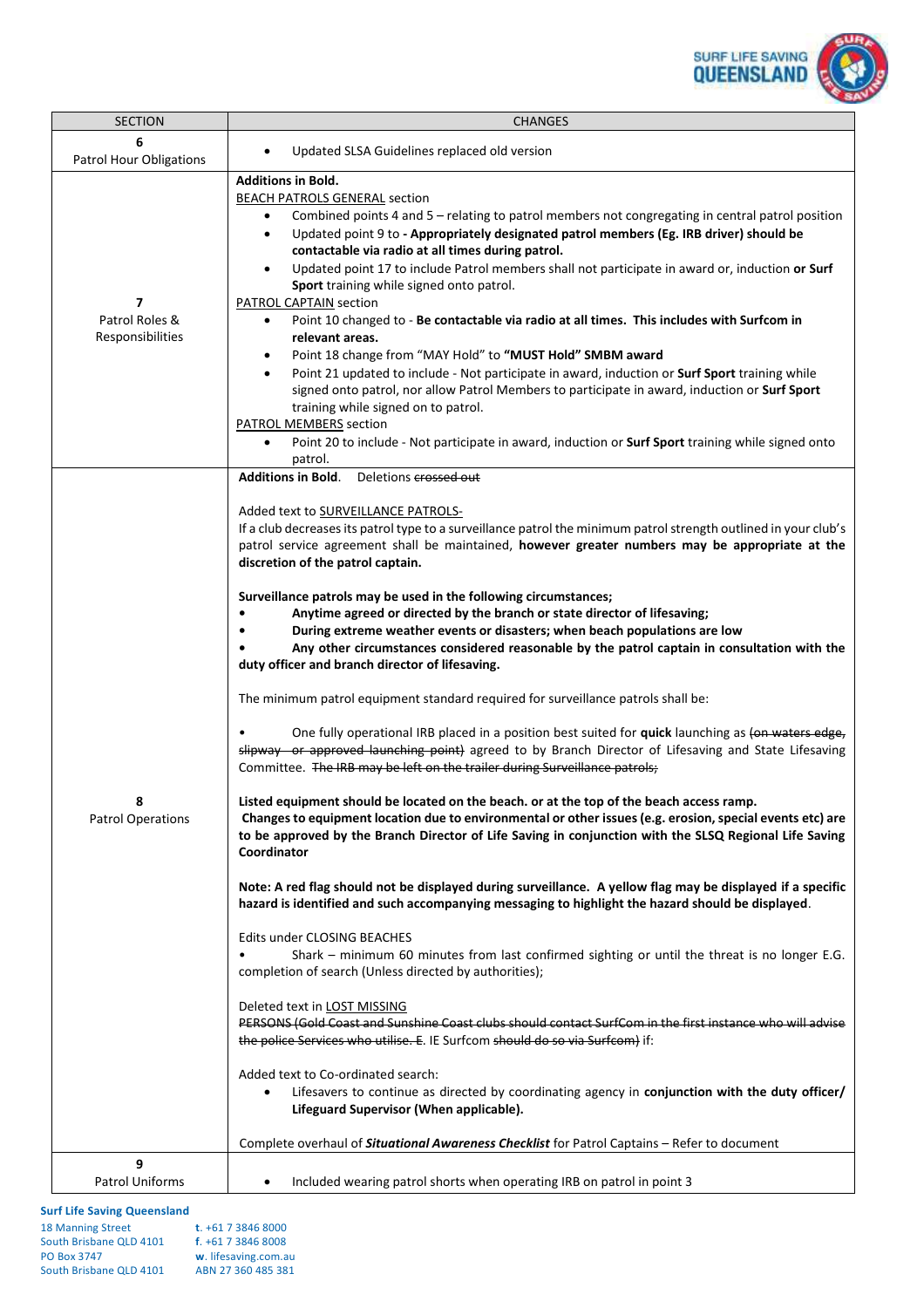| SECTION | CHANGES |
|---|---|
| **6**<br>Patrol Hour Obligations | • Updated SLSA Guidelines replaced old version |
| **7**<br>Patrol Roles & Responsibilities | **Additions in Bold.**<br>BEACH PATROLS GENERAL section<br>• Combined points 4 and 5 – relating to patrol members not congregating in central patrol position<br>• Updated point 9 to **- Appropriately designated patrol members (Eg. IRB driver) should be contactable via radio at all times during patrol.**<br>• Updated point 17 to include Patrol members shall not participate in award or, induction **or Surf Sport** training while signed onto patrol.<br>PATROL CAPTAIN section<br>• Point 10 changed to - **Be contactable via radio at all times. This includes with Surfcom in relevant areas.**<br>• Point 18 change from "MAY Hold" to **"MUST Hold" SMBM award**<br>• Point 21 updated to include - Not participate in award, induction or **Surf Sport** training while signed onto patrol, nor allow Patrol Members to participate in award, induction or **Surf Sport** training while signed on to patrol.<br>PATROL MEMBERS section<br>• Point 20 to include - Not participate in award, induction or **Surf Sport** training while signed onto patrol. |
| **8**<br>Patrol Operations | **Additions in Bold**. Deletions ~~crossed out~~<br><br>Added text to SURVEILLANCE PATROLS-<br>If a club decreases its patrol type to a surveillance patrol the minimum patrol strength outlined in your club's patrol service agreement shall be maintained, **however greater numbers may be appropriate at the discretion of the patrol captain.**<br><br>**Surveillance patrols may be used in the following circumstances;**<br>• **Anytime agreed or directed by the branch or state director of lifesaving;**<br>• **During extreme weather events or disasters; when beach populations are low**<br>• **Any other circumstances considered reasonable by the patrol captain in consultation with the duty officer and branch director of lifesaving.**<br><br>The minimum patrol equipment standard required for surveillance patrols shall be:<br><br>• One fully operational IRB placed in a position best suited for **quick** launching as ~~(on waters edge, slipway or approved launching point)~~ agreed to by Branch Director of Lifesaving and State Lifesaving Committee. ~~The IRB may be left on the trailer during Surveillance patrols;~~<br><br>**Listed equipment should be located on the beach. or at the top of the beach access ramp.**<br>**Changes to equipment location due to environmental or other issues (e.g. erosion, special events etc) are to be approved by the Branch Director of Life Saving in conjunction with the SLSQ Regional Life Saving Coordinator**<br><br>**Note: A red flag should not be displayed during surveillance. A yellow flag may be displayed if a specific hazard is identified and such accompanying messaging to highlight the hazard should be displayed**.<br><br>Edits under CLOSING BEACHES<br>• Shark – minimum 60 minutes from last confirmed sighting or until the threat is no longer E.G. completion of search (Unless directed by authorities);<br><br>Deleted text in LOST MISSING<br>~~PERSONS (Gold Coast and Sunshine Coast clubs should contact SurfCom in the first instance who will advise the police Services who utilise. E~~. IE Surfcom ~~should do so via Surfcom)~~ if:<br><br>Added text to Co-ordinated search:<br>• Lifesavers to continue as directed by coordinating agency in **conjunction with the duty officer/ Lifeguard Supervisor (When applicable).**<br><br>Complete overhaul of ***Situational Awareness Checklist*** for Patrol Captains – Refer to document |
| **9**<br>Patrol Uniforms | • Included wearing patrol shorts when operating IRB on patrol in point 3 |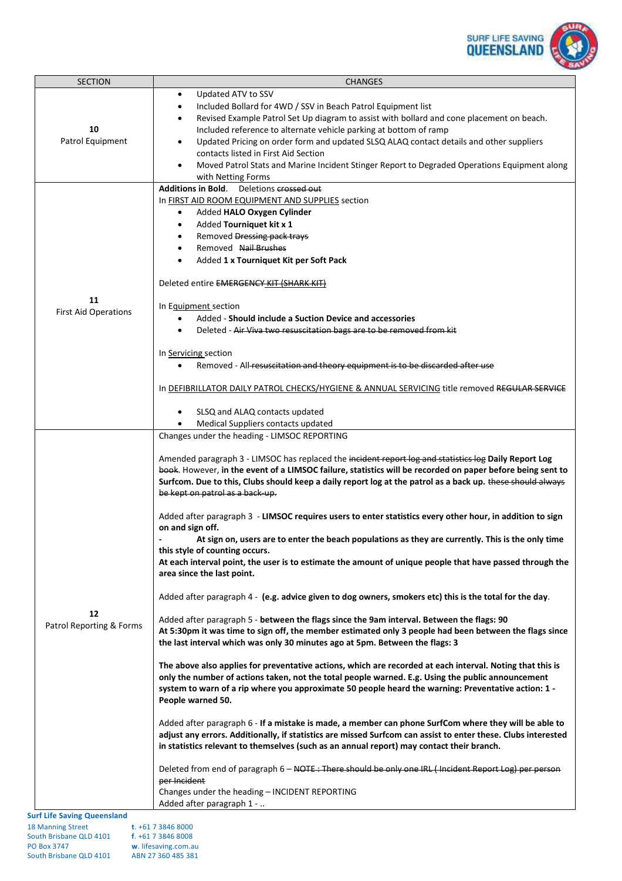| SECTION | CHANGES |
|---|---|
| **10** Patrol Equipment | • Updated ATV to SSV<br>• Included Bollard for 4WD / SSV in Beach Patrol Equipment list<br>• Revised Example Patrol Set Up diagram to assist with bollard and cone placement on beach. Included reference to alternate vehicle parking at bottom of ramp<br>• Updated Pricing on order form and updated SLSQ ALAQ contact details and other suppliers contacts listed in First Aid Section<br>• Moved Patrol Stats and Marine Incident Stinger Report to Degraded Operations Equipment along with Netting Forms |
| **11** First Aid Operations | **Additions in Bold**. Deletions ~~crossed out~~<br>In FIRST AID ROOM EQUIPMENT AND SUPPLIES section<br>• Added **HALO Oxygen Cylinder**<br>• Added **Tourniquet kit x 1**<br>• Removed ~~Dressing pack trays~~<br>• Removed ~~Nail Brushes~~<br>• Added **1 x Tourniquet Kit per Soft Pack**<br><br>Deleted entire ~~EMERGENCY KIT (SHARK KIT)~~<br><br>In Equipment section<br>• Added - **Should include a Suction Device and accessories**<br>• Deleted - ~~Air Viva two resuscitation bags are to be removed from kit~~<br><br>In Servicing section<br>• Removed - All ~~resuscitation and theory equipment is to be discarded after use~~<br><br>In DEFIBRILLATOR DAILY PATROL CHECKS/HYGIENE & ANNUAL SERVICING title removed ~~REGULAR SERVICE~~<br><br>• SLSQ and ALAQ contacts updated<br>• Medical Suppliers contacts updated |
| **12** Patrol Reporting & Forms | Changes under the heading - LIMSOC REPORTING<br><br>Amended paragraph 3 - LIMSOC has replaced the ~~incident report log and statistics log~~ **Daily Report Log** ~~book~~. However, **in the event of a LIMSOC failure, statistics will be recorded on paper before being sent to Surfcom. Due to this, Clubs should keep a daily report log at the patrol as a back up.** ~~these should always be kept on patrol as a back-up.~~<br><br>Added after paragraph 3 - **LIMSOC requires users to enter statistics every other hour, in addition to sign on and sign off.**<br>- **At sign on, users are to enter the beach populations as they are currently. This is the only time this style of counting occurs.**<br>**At each interval point, the user is to estimate the amount of unique people that have passed through the area since the last point.**<br><br>Added after paragraph 4 - **(e.g. advice given to dog owners, smokers etc) this is the total for the day**.<br><br>Added after paragraph 5 - **between the flags since the 9am interval. Between the flags: 90**<br>**At 5:30pm it was time to sign off, the member estimated only 3 people had been between the flags since the last interval which was only 30 minutes ago at 5pm. Between the flags: 3**<br><br>**The above also applies for preventative actions, which are recorded at each interval. Noting that this is only the number of actions taken, not the total people warned. E.g. Using the public announcement system to warn of a rip where you approximate 50 people heard the warning: Preventative action: 1 - People warned 50.**<br><br>Added after paragraph 6 - **If a mistake is made, a member can phone SurfCom where they will be able to adjust any errors. Additionally, if statistics are missed Surfcom can assist to enter these. Clubs interested in statistics relevant to themselves (such as an annual report) may contact their branch.**<br><br>Deleted from end of paragraph 6 – ~~NOTE : There should be only one IRL ( Incident Report Log) per person per Incident~~<br>Changes under the heading – INCIDENT REPORTING<br>Added after paragraph 1 - .. |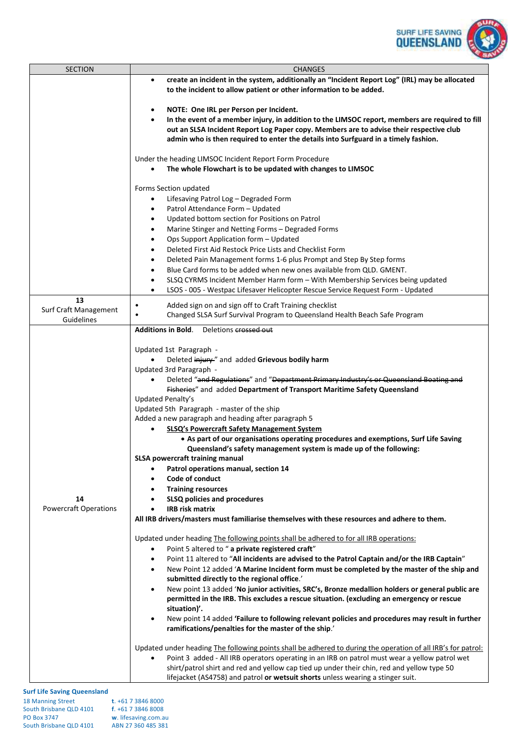| SECTION | CHANGES |
|---|---|
| | • **create an incident in the system, additionally an "Incident Report Log" (IRL) may be allocated to the incident to allow patient or other information to be added.**<br><br>• **NOTE: One IRL per Person per Incident.**<br>• **In the event of a member injury, in addition to the LIMSOC report, members are required to fill out an SLSA Incident Report Log Paper copy. Members are to advise their respective club admin who is then required to enter the details into Surfguard in a timely fashion.**<br><br>Under the heading LIMSOC Incident Report Form Procedure<br>• **The whole Flowchart is to be updated with changes to LIMSOC**<br><br>Forms Section updated<br>• Lifesaving Patrol Log – Degraded Form<br>• Patrol Attendance Form – Updated<br>• Updated bottom section for Positions on Patrol<br>• Marine Stinger and Netting Forms – Degraded Forms<br>• Ops Support Application form – Updated<br>• Deleted First Aid Restock Price Lists and Checklist Form<br>• Deleted Pain Management forms 1-6 plus Prompt and Step By Step forms<br>• Blue Card forms to be added when new ones available from QLD. GMENT.<br>• SLSQ CYRMS Incident Member Harm form – With Membership Services being updated<br>• LSOS - 005 - Westpac Lifesaver Helicopter Rescue Service Request Form - Updated |
| **13**<br>Surf Craft Management Guidelines | • Added sign on and sign off to Craft Training checklist<br>• Changed SLSA Surf Survival Program to Queensland Health Beach Safe Program |
| **14**<br>Powercraft Operations | **Additions in Bold**. Deletions ~~crossed out~~<br><br>Updated 1st Paragraph -<br>• Deleted ~~injury~~" and added **Grievous bodily harm**<br>Updated 3rd Paragraph -<br>• Deleted "~~and Regulations~~" and "~~Department Primary Industry's or Queensland Boating and Fisheries~~" and added **Department of Transport Maritime Safety Queensland**<br>Updated Penalty's<br>Updated 5th Paragraph - master of the ship<br>Added a new paragraph and heading after paragraph 5<br>• **<u>SLSQ's Powercraft Safety Management System</u>**<br>  • **As part of our organisations operating procedures and exemptions, Surf Life Saving Queensland's safety management system is made up of the following:**<br>**SLSA powercraft training manual**<br>• **Patrol operations manual, section 14**<br>• **Code of conduct**<br>• **Training resources**<br>• **SLSQ policies and procedures**<br>• **IRB risk matrix**<br>**All IRB drivers/masters must familiarise themselves with these resources and adhere to them.**<br><br>Updated under heading <u>The following points shall be adhered to for all IRB operations:</u><br>• Point 5 altered to " **a private registered craft**"<br>• Point 11 altered to "**All incidents are advised to the Patrol Captain and/or the IRB Captain**"<br>• New Point 12 added '**A Marine Incident form must be completed by the master of the ship and submitted directly to the regional office**.'<br>• New point 13 added '**No junior activities, SRC's, Bronze medallion holders or general public are permitted in the IRB. This excludes a rescue situation. (excluding an emergency or rescue situation)'.**<br>• New point 14 added **'Failure to following relevant policies and procedures may result in further ramifications/penalties for the master of the ship**.'<br><br>Updated under heading <u>The following points shall be adhered to during the operation of all IRB's for patrol:</u><br>• Point 3 added - All IRB operators operating in an IRB on patrol must wear a yellow patrol wet shirt/patrol shirt and red and yellow cap tied up under their chin, red and yellow type 50 lifejacket (AS4758) and patrol **or wetsuit shorts** unless wearing a stinger suit. |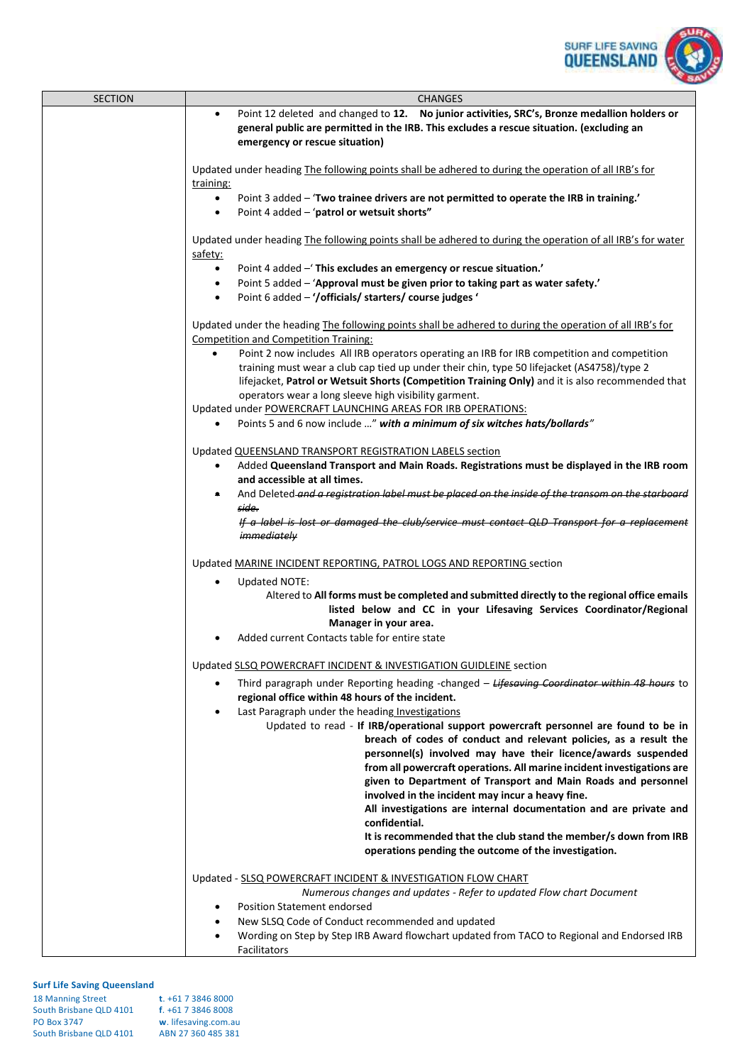| SECTION | CHANGES |
|---|---|
| | • Point 12 deleted and changed to **12. No junior activities, SRC's, Bronze medallion holders or general public are permitted in the IRB. This excludes a rescue situation. (excluding an emergency or rescue situation)**<br><br>Updated under heading The following points shall be adhered to during the operation of all IRB's for training:<br>• Point 3 added – '**Two trainee drivers are not permitted to operate the IRB in training.'**<br>• Point 4 added – '**patrol or wetsuit shorts"**<br><br>Updated under heading The following points shall be adhered to during the operation of all IRB's for water safety:<br>• Point 4 added –' **This excludes an emergency or rescue situation.'**<br>• Point 5 added – '**Approval must be given prior to taking part as water safety.'**<br>• Point 6 added – **'/officials/ starters/ course judges '**<br><br>Updated under the heading The following points shall be adhered to during the operation of all IRB's for Competition and Competition Training:<br>• Point 2 now includes All IRB operators operating an IRB for IRB competition and competition training must wear a club cap tied up under their chin, type 50 lifejacket (AS4758)/type 2 lifejacket, **Patrol or Wetsuit Shorts (Competition Training Only)** and it is also recommended that operators wear a long sleeve high visibility garment.<br>Updated under POWERCRAFT LAUNCHING AREAS FOR IRB OPERATIONS:<br>• Points 5 and 6 now include …" ***with a minimum of six witches hats/bollards"***<br><br>Updated QUEENSLAND TRANSPORT REGISTRATION LABELS section<br>• Added **Queensland Transport and Main Roads. Registrations must be displayed in the IRB room and accessible at all times.**<br>• And Deleted ~~*and a registration label must be placed on the inside of the transom on the starboard side.*~~<br>~~*If a label is lost or damaged the club/service must contact QLD Transport for a replacement immediately*~~<br><br>Updated MARINE INCIDENT REPORTING, PATROL LOGS AND REPORTING section<br>• Updated NOTE:<br>Altered to **All forms must be completed and submitted directly to the regional office emails listed below and CC in your Lifesaving Services Coordinator/Regional Manager in your area.**<br>• Added current Contacts table for entire state<br><br>Updated SLSQ POWERCRAFT INCIDENT & INVESTIGATION GUIDLEINE section<br>• Third paragraph under Reporting heading -changed – ~~***Lifesaving Coordinator within 48 hours***~~ to **regional office within 48 hours of the incident.**<br>• Last Paragraph under the heading Investigations<br>Updated to read - **If IRB/operational support powercraft personnel are found to be in breach of codes of conduct and relevant policies, as a result the personnel(s) involved may have their licence/awards suspended from all powercraft operations. All marine incident investigations are given to Department of Transport and Main Roads and personnel involved in the incident may incur a heavy fine.**<br>**All investigations are internal documentation and are private and confidential.**<br>**It is recommended that the club stand the member/s down from IRB operations pending the outcome of the investigation.**<br><br>Updated - SLSQ POWERCRAFT INCIDENT & INVESTIGATION FLOW CHART<br>*Numerous changes and updates - Refer to updated Flow chart Document*<br>• Position Statement endorsed<br>• New SLSQ Code of Conduct recommended and updated<br>• Wording on Step by Step IRB Award flowchart updated from TACO to Regional and Endorsed IRB Facilitators |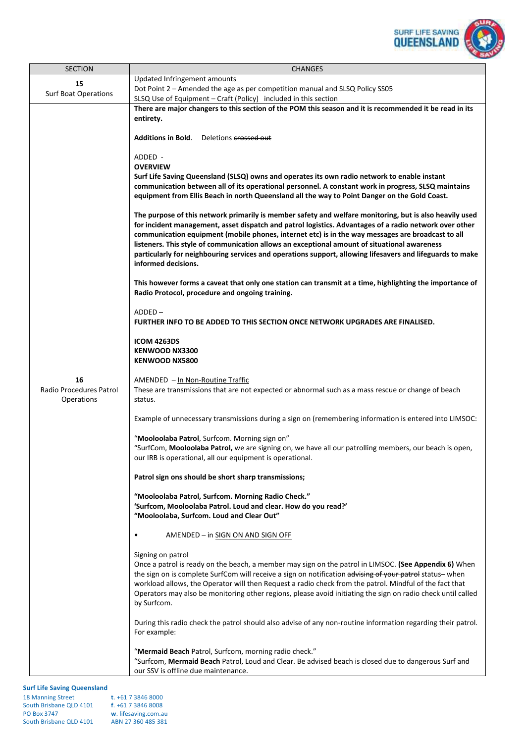| SECTION | CHANGES |
|---|---|
| **15** Surf Boat Operations | Updated Infringement amounts<br>Dot Point 2 – Amended the age as per competition manual and SLSQ Policy SS05<br>SLSQ Use of Equipment – Craft (Policy) included in this section |
| **16** Radio Procedures Patrol Operations | **There are major changers to this section of the POM this season and it is recommended it be read in its entirety.**<br><br>**Additions in Bold**. Deletions ~~crossed out~~<br><br>ADDED -<br>**OVERVIEW**<br>**Surf Life Saving Queensland (SLSQ) owns and operates its own radio network to enable instant communication between all of its operational personnel. A constant work in progress, SLSQ maintains equipment from Ellis Beach in north Queensland all the way to Point Danger on the Gold Coast.**<br><br>**The purpose of this network primarily is member safety and welfare monitoring, but is also heavily used for incident management, asset dispatch and patrol logistics. Advantages of a radio network over other communication equipment (mobile phones, internet etc) is in the way messages are broadcast to all listeners. This style of communication allows an exceptional amount of situational awareness particularly for neighbouring services and operations support, allowing lifesavers and lifeguards to make informed decisions.**<br><br>**This however forms a caveat that only one station can transmit at a time, highlighting the importance of Radio Protocol, procedure and ongoing training.**<br><br>ADDED –<br>**FURTHER INFO TO BE ADDED TO THIS SECTION ONCE NETWORK UPGRADES ARE FINALISED.**<br><br>**ICOM 4263DS**<br>**KENWOOD NX3300**<br>**KENWOOD NX5800**<br><br>AMENDED – In Non-Routine Traffic<br>These are transmissions that are not expected or abnormal such as a mass rescue or change of beach status.<br><br>Example of unnecessary transmissions during a sign on (remembering information is entered into LIMSOC:<br><br>"**Mooloolaba Patrol**, Surfcom. Morning sign on"<br>"SurfCom, **Mooloolaba Patrol,** we are signing on, we have all our patrolling members, our beach is open, our IRB is operational, all our equipment is operational.<br><br>**Patrol sign ons should be short sharp transmissions;**<br><br>**"Mooloolaba Patrol, Surfcom. Morning Radio Check."**<br>**'Surfcom, Mooloolaba Patrol. Loud and clear. How do you read?'**<br>**"Mooloolaba, Surfcom. Loud and Clear Out"**<br><br>• AMENDED – in SIGN ON AND SIGN OFF<br><br>Signing on patrol<br>Once a patrol is ready on the beach, a member may sign on the patrol in LIMSOC. **(See Appendix 6)** When the sign on is complete SurfCom will receive a sign on notification ~~advising of your patrol~~ status– when workload allows, the Operator will then Request a radio check from the patrol. Mindful of the fact that Operators may also be monitoring other regions, please avoid initiating the sign on radio check until called by Surfcom.<br><br>During this radio check the patrol should also advise of any non-routine information regarding their patrol. For example:<br><br>"**Mermaid Beach** Patrol, Surfcom, morning radio check."<br>"Surfcom, **Mermaid Beach** Patrol, Loud and Clear. Be advised beach is closed due to dangerous Surf and our SSV is offline due maintenance. |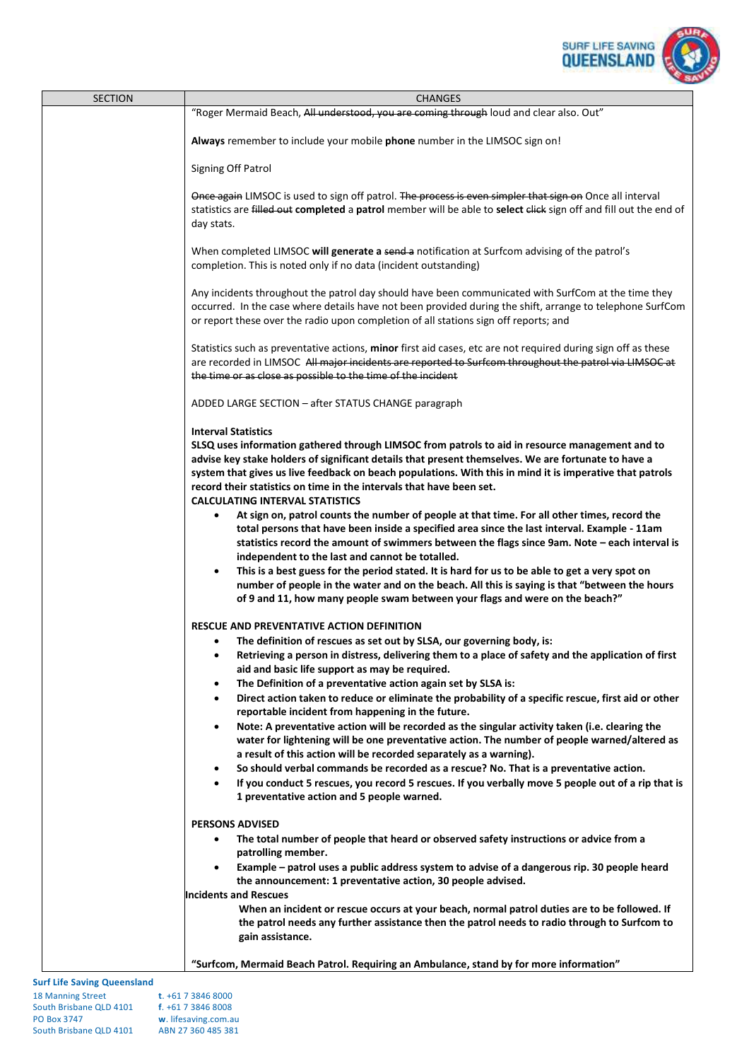| SECTION | CHANGES |
|---|---|

"Roger Mermaid Beach, ~~All understood, you are coming through~~ loud and clear also. Out"

**Always** remember to include your mobile **phone** number in the LIMSOC sign on!

Signing Off Patrol

~~Once again~~ LIMSOC is used to sign off patrol. ~~The process is even simpler that sign on~~ Once all interval statistics are ~~filled out~~ **completed** a **patrol** member will be able to **select** ~~click~~ sign off and fill out the end of day stats.

When completed LIMSOC **will generate a** ~~send a~~ notification at Surfcom advising of the patrol's completion. This is noted only if no data (incident outstanding)

Any incidents throughout the patrol day should have been communicated with SurfCom at the time they occurred. In the case where details have not been provided during the shift, arrange to telephone SurfCom or report these over the radio upon completion of all stations sign off reports; and

Statistics such as preventative actions, **minor** first aid cases, etc are not required during sign off as these are recorded in LIMSOC ~~All major incidents are reported to Surfcom throughout the patrol via LIMSOC at the time or as close as possible to the time of the incident~~

ADDED LARGE SECTION – after STATUS CHANGE paragraph

**Interval Statistics**

**SLSQ uses information gathered through LIMSOC from patrols to aid in resource management and to advise key stake holders of significant details that present themselves. We are fortunate to have a system that gives us live feedback on beach populations. With this in mind it is imperative that patrols record their statistics on time in the intervals that have been set.**

**CALCULATING INTERVAL STATISTICS**

- **At sign on, patrol counts the number of people at that time. For all other times, record the total persons that have been inside a specified area since the last interval. Example - 11am statistics record the amount of swimmers between the flags since 9am. Note – each interval is independent to the last and cannot be totalled.**
- **This is a best guess for the period stated. It is hard for us to be able to get a very spot on number of people in the water and on the beach. All this is saying is that "between the hours of 9 and 11, how many people swam between your flags and were on the beach?"**

**RESCUE AND PREVENTATIVE ACTION DEFINITION**

- **The definition of rescues as set out by SLSA, our governing body, is:**
- **Retrieving a person in distress, delivering them to a place of safety and the application of first aid and basic life support as may be required.**
- **The Definition of a preventative action again set by SLSA is:**
- **Direct action taken to reduce or eliminate the probability of a specific rescue, first aid or other reportable incident from happening in the future.**
- **Note: A preventative action will be recorded as the singular activity taken (i.e. clearing the water for lightening will be one preventative action. The number of people warned/altered as a result of this action will be recorded separately as a warning).**
- **So should verbal commands be recorded as a rescue? No. That is a preventative action.**
- **If you conduct 5 rescues, you record 5 rescues. If you verbally move 5 people out of a rip that is 1 preventative action and 5 people warned.**

**PERSONS ADVISED**

- **The total number of people that heard or observed safety instructions or advice from a patrolling member.**
- **Example – patrol uses a public address system to advise of a dangerous rip. 30 people heard the announcement: 1 preventative action, 30 people advised.**

**Incidents and Rescues**

**When an incident or rescue occurs at your beach, normal patrol duties are to be followed. If the patrol needs any further assistance then the patrol needs to radio through to Surfcom to gain assistance.**

**"Surfcom, Mermaid Beach Patrol. Requiring an Ambulance, stand by for more information"**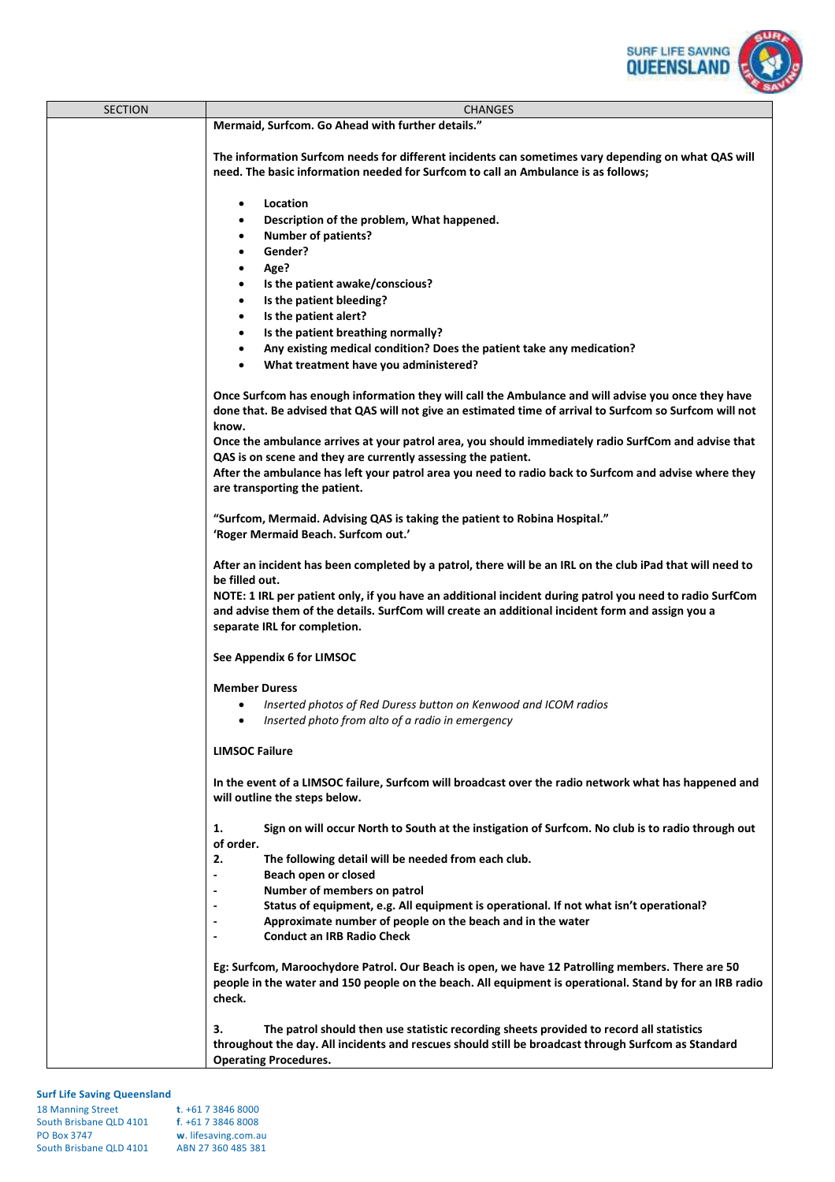| SECTION | CHANGES |
|---|---|
| | **Mermaid, Surfcom. Go Ahead with further details.”**<br><br>**The information Surfcom needs for different incidents can sometimes vary depending on what QAS will need. The basic information needed for Surfcom to call an Ambulance is as follows;**<br><br>• **Location**<br>• **Description of the problem, What happened.**<br>• **Number of patients?**<br>• **Gender?**<br>• **Age?**<br>• **Is the patient awake/conscious?**<br>• **Is the patient bleeding?**<br>• **Is the patient alert?**<br>• **Is the patient breathing normally?**<br>• **Any existing medical condition? Does the patient take any medication?**<br>• **What treatment have you administered?**<br><br>**Once Surfcom has enough information they will call the Ambulance and will advise you once they have done that. Be advised that QAS will not give an estimated time of arrival to Surfcom so Surfcom will not know.**<br>**Once the ambulance arrives at your patrol area, you should immediately radio SurfCom and advise that QAS is on scene and they are currently assessing the patient.**<br>**After the ambulance has left your patrol area you need to radio back to Surfcom and advise where they are transporting the patient.**<br><br>**“Surfcom, Mermaid. Advising QAS is taking the patient to Robina Hospital.”**<br>**‘Roger Mermaid Beach. Surfcom out.’**<br><br>**After an incident has been completed by a patrol, there will be an IRL on the club iPad that will need to be filled out.**<br>**NOTE: 1 IRL per patient only, if you have an additional incident during patrol you need to radio SurfCom and advise them of the details. SurfCom will create an additional incident form and assign you a separate IRL for completion.**<br><br>**See Appendix 6 for LIMSOC**<br><br>**Member Duress**<br>• *Inserted photos of Red Duress button on Kenwood and ICOM radios*<br>• *Inserted photo from alto of a radio in emergency*<br><br>**LIMSOC Failure**<br><br>**In the event of a LIMSOC failure, Surfcom will broadcast over the radio network what has happened and will outline the steps below.**<br><br>**1. Sign on will occur North to South at the instigation of Surfcom. No club is to radio through out of order.**<br>**2. The following detail will be needed from each club.**<br>**- Beach open or closed**<br>**- Number of members on patrol**<br>**- Status of equipment, e.g. All equipment is operational. If not what isn’t operational?**<br>**- Approximate number of people on the beach and in the water**<br>**- Conduct an IRB Radio Check**<br><br>**Eg: Surfcom, Maroochydore Patrol. Our Beach is open, we have 12 Patrolling members. There are 50 people in the water and 150 people on the beach. All equipment is operational. Stand by for an IRB radio check.**<br><br>**3. The patrol should then use statistic recording sheets provided to record all statistics throughout the day. All incidents and rescues should still be broadcast through Surfcom as Standard Operating Procedures.** |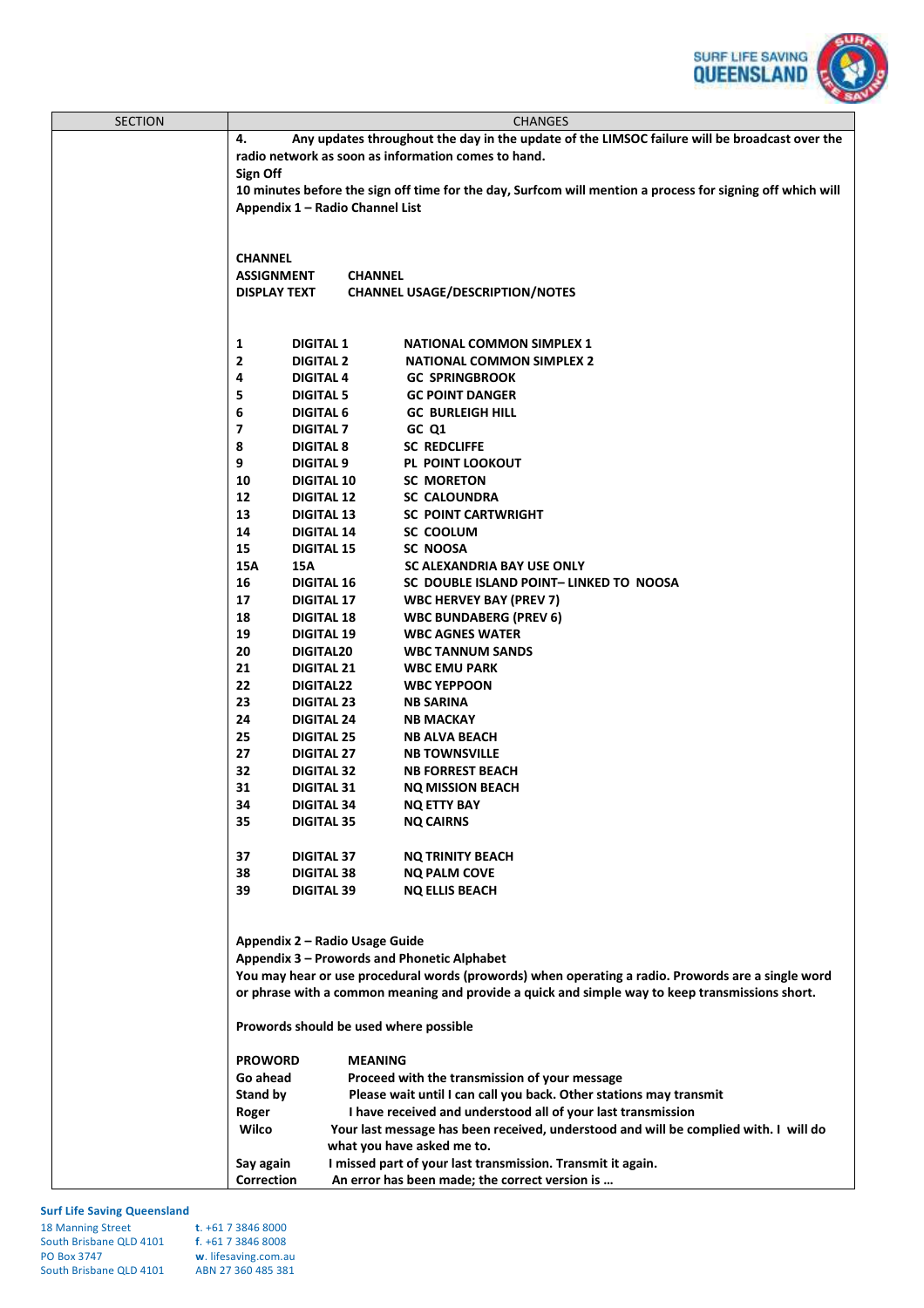| SECTION | CHANGES |
|---|---|
| | **4. Any updates throughout the day in the update of the LIMSOC failure will be broadcast over the radio network as soon as information comes to hand.** |
| | **Sign Off** |
| | **10 minutes before the sign off time for the day, Surfcom will mention a process for signing off which will** |
| | **Appendix 1 – Radio Channel List** |

**CHANNEL ASSIGNMENT DISPLAY TEXT** | **CHANNEL USAGE/DESCRIPTION/NOTES**

| CHANNEL | DISPLAY TEXT | CHANNEL USAGE/DESCRIPTION/NOTES |
|---|---|---|
| 1 | DIGITAL 1 | NATIONAL COMMON SIMPLEX 1 |
| 2 | DIGITAL 2 | NATIONAL COMMON SIMPLEX 2 |
| 4 | DIGITAL 4 | GC SPRINGBROOK |
| 5 | DIGITAL 5 | GC POINT DANGER |
| 6 | DIGITAL 6 | GC BURLEIGH HILL |
| 7 | DIGITAL 7 | GC Q1 |
| 8 | DIGITAL 8 | SC REDCLIFFE |
| 9 | DIGITAL 9 | PL POINT LOOKOUT |
| 10 | DIGITAL 10 | SC MORETON |
| 12 | DIGITAL 12 | SC CALOUNDRA |
| 13 | DIGITAL 13 | SC POINT CARTWRIGHT |
| 14 | DIGITAL 14 | SC COOLUM |
| 15 | DIGITAL 15 | SC NOOSA |
| 15A | 15A | SC ALEXANDRIA BAY USE ONLY |
| 16 | DIGITAL 16 | SC DOUBLE ISLAND POINT– LINKED TO NOOSA |
| 17 | DIGITAL 17 | WBC HERVEY BAY (PREV 7) |
| 18 | DIGITAL 18 | WBC BUNDABERG (PREV 6) |
| 19 | DIGITAL 19 | WBC AGNES WATER |
| 20 | DIGITAL20 | WBC TANNUM SANDS |
| 21 | DIGITAL 21 | WBC EMU PARK |
| 22 | DIGITAL22 | WBC YEPPOON |
| 23 | DIGITAL 23 | NB SARINA |
| 24 | DIGITAL 24 | NB MACKAY |
| 25 | DIGITAL 25 | NB ALVA BEACH |
| 27 | DIGITAL 27 | NB TOWNSVILLE |
| 32 | DIGITAL 32 | NB FORREST BEACH |
| 31 | DIGITAL 31 | NQ MISSION BEACH |
| 34 | DIGITAL 34 | NQ ETTY BAY |
| 35 | DIGITAL 35 | NQ CAIRNS |
| 37 | DIGITAL 37 | NQ TRINITY BEACH |
| 38 | DIGITAL 38 | NQ PALM COVE |
| 39 | DIGITAL 39 | NQ ELLIS BEACH |

**Appendix 2 – Radio Usage Guide**

**Appendix 3 – Prowords and Phonetic Alphabet**

**You may hear or use procedural words (prowords) when operating a radio. Prowords are a single word or phrase with a common meaning and provide a quick and simple way to keep transmissions short.**

**Prowords should be used where possible**

| PROWORD | MEANING |
|---|---|
| Go ahead | Proceed with the transmission of your message |
| Stand by | Please wait until I can call you back. Other stations may transmit |
| Roger | I have received and understood all of your last transmission |
| Wilco | Your last message has been received, understood and will be complied with. I will do what you have asked me to. |
| Say again | I missed part of your last transmission. Transmit it again. |
| Correction | An error has been made; the correct version is … |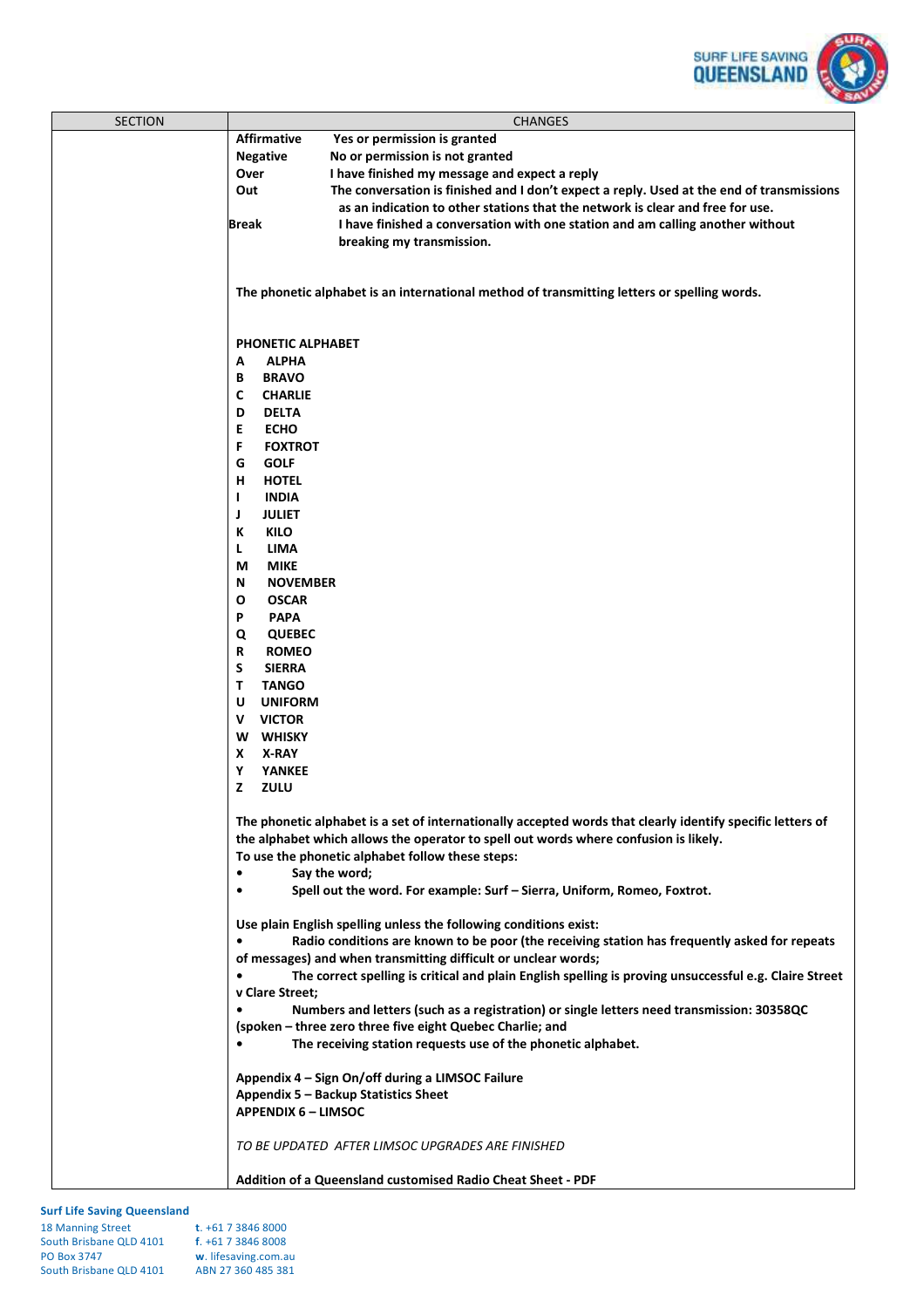| SECTION | CHANGES |
|---|---|
| | **Affirmative** Yes or permission is granted<br>**Negative** No or permission is not granted<br>**Over** I have finished my message and expect a reply<br>**Out** The conversation is finished and I don't expect a reply. Used at the end of transmissions as an indication to other stations that the network is clear and free for use.<br>**Break** I have finished a conversation with one station and am calling another without breaking my transmission.<br><br>**The phonetic alphabet is an international method of transmitting letters or spelling words.**<br><br>**PHONETIC ALPHABET**<br>**A ALPHA**<br>**B BRAVO**<br>**C CHARLIE**<br>**D DELTA**<br>**E ECHO**<br>**F FOXTROT**<br>**G GOLF**<br>**H HOTEL**<br>**I INDIA**<br>**J JULIET**<br>**K KILO**<br>**L LIMA**<br>**M MIKE**<br>**N NOVEMBER**<br>**O OSCAR**<br>**P PAPA**<br>**Q QUEBEC**<br>**R ROMEO**<br>**S SIERRA**<br>**T TANGO**<br>**U UNIFORM**<br>**V VICTOR**<br>**W WHISKY**<br>**X X-RAY**<br>**Y YANKEE**<br>**Z ZULU**<br><br>**The phonetic alphabet is a set of internationally accepted words that clearly identify specific letters of the alphabet which allows the operator to spell out words where confusion is likely.**<br>**To use the phonetic alphabet follow these steps:**<br>• **Say the word;**<br>• **Spell out the word. For example: Surf – Sierra, Uniform, Romeo, Foxtrot.**<br><br>**Use plain English spelling unless the following conditions exist:**<br>• **Radio conditions are known to be poor (the receiving station has frequently asked for repeats of messages) and when transmitting difficult or unclear words;**<br>• **The correct spelling is critical and plain English spelling is proving unsuccessful e.g. Claire Street v Clare Street;**<br>• **Numbers and letters (such as a registration) or single letters need transmission: 30358QC (spoken – three zero three five eight Quebec Charlie; and**<br>• **The receiving station requests use of the phonetic alphabet.**<br><br>**Appendix 4 – Sign On/off during a LIMSOC Failure**<br>**Appendix 5 – Backup Statistics Sheet**<br>**APPENDIX 6 – LIMSOC**<br><br>*TO BE UPDATED AFTER LIMSOC UPGRADES ARE FINISHED*<br><br>**Addition of a Queensland customised Radio Cheat Sheet - PDF** |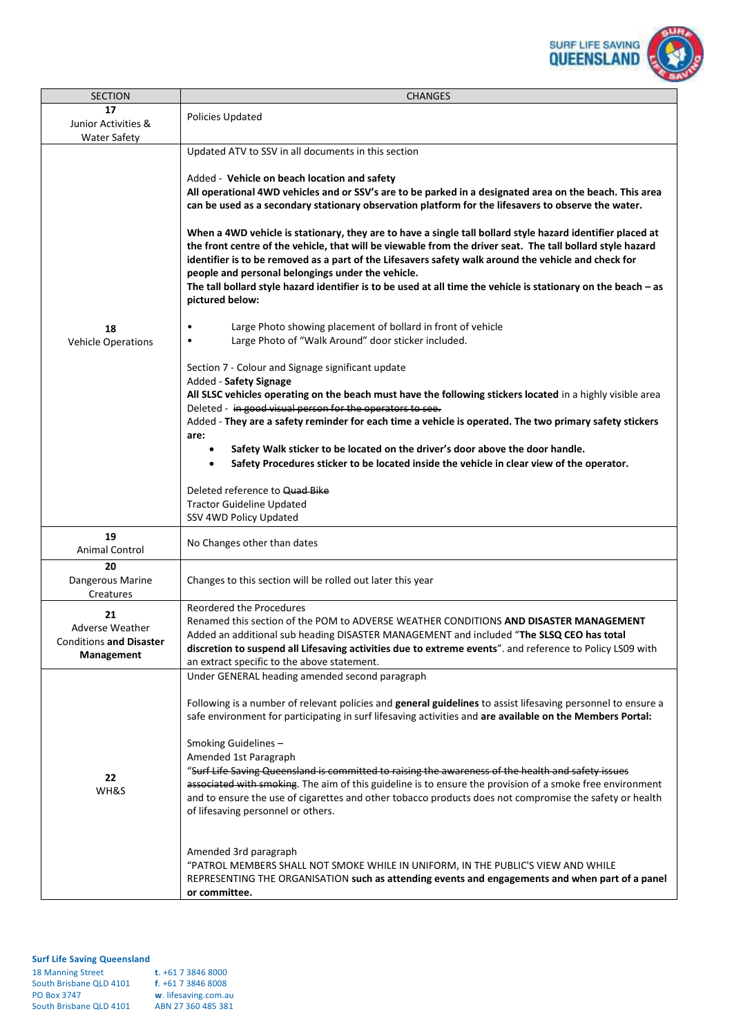| SECTION | CHANGES |
|---|---|
| **17**<br>Junior Activities & Water Safety | Policies Updated |
| **18**<br>Vehicle Operations | Updated ATV to SSV in all documents in this section<br><br>Added - **Vehicle on beach location and safety**<br>**All operational 4WD vehicles and or SSV's are to be parked in a designated area on the beach. This area can be used as a secondary stationary observation platform for the lifesavers to observe the water.**<br><br>**When a 4WD vehicle is stationary, they are to have a single tall bollard style hazard identifier placed at the front centre of the vehicle, that will be viewable from the driver seat. The tall bollard style hazard identifier is to be removed as a part of the Lifesavers safety walk around the vehicle and check for people and personal belongings under the vehicle.**<br>**The tall bollard style hazard identifier is to be used at all time the vehicle is stationary on the beach – as pictured below:**<br><br>• Large Photo showing placement of bollard in front of vehicle<br>• Large Photo of "Walk Around" door sticker included.<br><br>Section 7 - Colour and Signage significant update<br>Added - **Safety Signage**<br>**All SLSC vehicles operating on the beach must have the following stickers located** in a highly visible area<br>Deleted - ~~in good visual person for the operators to see.~~<br>Added - **They are a safety reminder for each time a vehicle is operated. The two primary safety stickers are:**<br>• **Safety Walk sticker to be located on the driver's door above the door handle.**<br>• **Safety Procedures sticker to be located inside the vehicle in clear view of the operator.**<br><br>Deleted reference to ~~Quad Bike~~<br>Tractor Guideline Updated<br>SSV 4WD Policy Updated |
| **19**<br>Animal Control | No Changes other than dates |
| **20**<br>Dangerous Marine Creatures | Changes to this section will be rolled out later this year |
| **21**<br>Adverse Weather Conditions **and Disaster Management** | Reordered the Procedures<br>Renamed this section of the POM to ADVERSE WEATHER CONDITIONS **AND DISASTER MANAGEMENT**<br>Added an additional sub heading DISASTER MANAGEMENT and included "**The SLSQ CEO has total discretion to suspend all Lifesaving activities due to extreme events**". and reference to Policy LS09 with an extract specific to the above statement. |
| **22**<br>WH&S | Under GENERAL heading amended second paragraph<br><br>Following is a number of relevant policies and **general guidelines** to assist lifesaving personnel to ensure a safe environment for participating in surf lifesaving activities and **are available on the Members Portal:**<br><br>Smoking Guidelines –<br>Amended 1st Paragraph<br>"~~Surf Life Saving Queensland is committed to raising the awareness of the health and safety issues associated with smoking~~. The aim of this guideline is to ensure the provision of a smoke free environment and to ensure the use of cigarettes and other tobacco products does not compromise the safety or health of lifesaving personnel or others.<br><br>Amended 3rd paragraph<br>"PATROL MEMBERS SHALL NOT SMOKE WHILE IN UNIFORM, IN THE PUBLIC'S VIEW AND WHILE REPRESENTING THE ORGANISATION **such as attending events and engagements and when part of a panel or committee.** |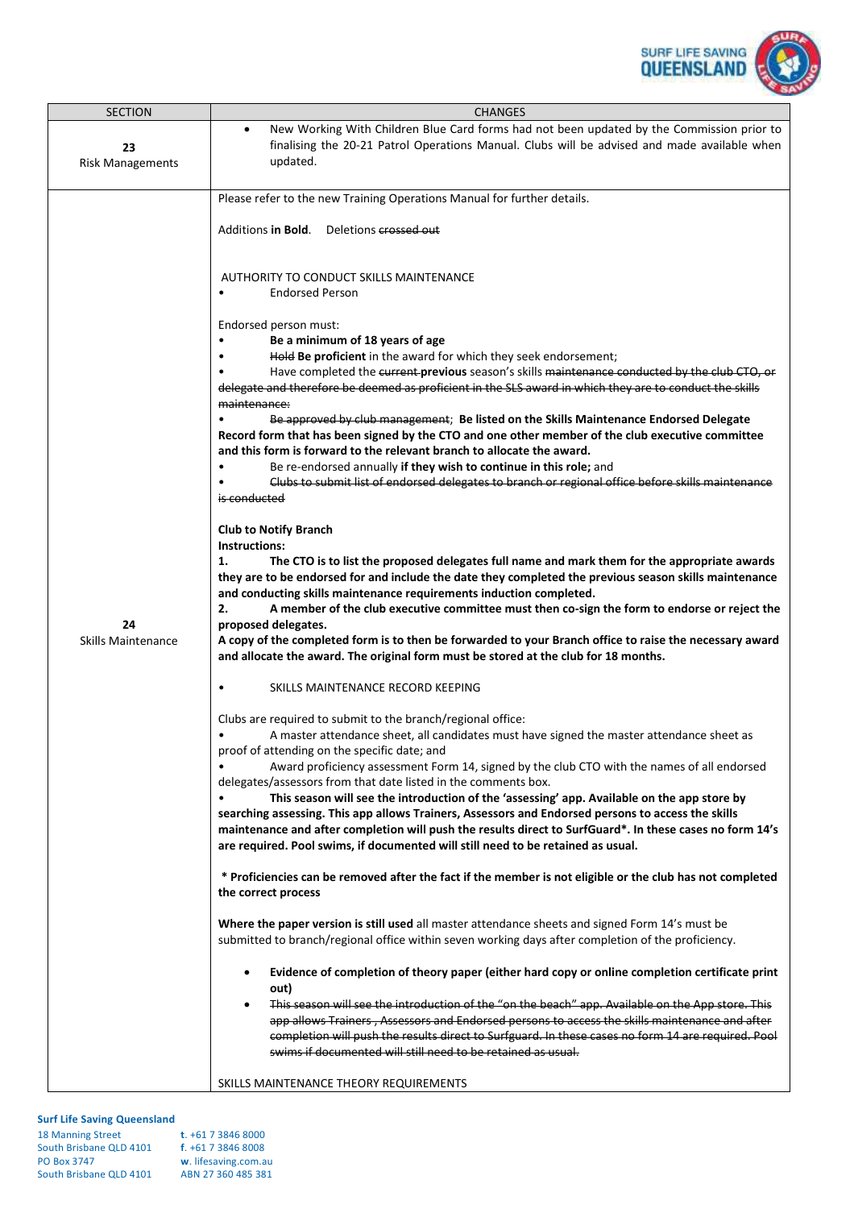| SECTION | CHANGES |
| --- | --- |
| **23** Risk Managements | • New Working With Children Blue Card forms had not been updated by the Commission prior to finalising the 20-21 Patrol Operations Manual. Clubs will be advised and made available when updated. |
| **24** Skills Maintenance | Please refer to the new Training Operations Manual for further details.<br><br>Additions **in Bold**. Deletions ~~crossed out~~<br><br>AUTHORITY TO CONDUCT SKILLS MAINTENANCE<br>• Endorsed Person<br><br>Endorsed person must:<br>• **Be a minimum of 18 years of age**<br>• ~~Hold~~ **Be proficient** in the award for which they seek endorsement;<br>• Have completed the ~~current~~ **previous** season's skills ~~maintenance conducted by the club CTO, or delegate and therefore be deemed as proficient in the SLS award in which they are to conduct the skills maintenance:~~<br>• ~~Be approved by club management~~; **Be listed on the Skills Maintenance Endorsed Delegate Record form that has been signed by the CTO and one other member of the club executive committee and this form is forward to the relevant branch to allocate the award.**<br>• Be re-endorsed annually **if they wish to continue in this role;** and<br>• ~~Clubs to submit list of endorsed delegates to branch or regional office before skills maintenance is conducted~~<br><br>**Club to Notify Branch**<br>**Instructions:**<br>**1. The CTO is to list the proposed delegates full name and mark them for the appropriate awards they are to be endorsed for and include the date they completed the previous season skills maintenance and conducting skills maintenance requirements induction completed.**<br>**2. A member of the club executive committee must then co-sign the form to endorse or reject the proposed delegates.**<br>**A copy of the completed form is to then be forwarded to your Branch office to raise the necessary award and allocate the award. The original form must be stored at the club for 18 months.**<br><br>• SKILLS MAINTENANCE RECORD KEEPING<br><br>Clubs are required to submit to the branch/regional office:<br>• A master attendance sheet, all candidates must have signed the master attendance sheet as proof of attending on the specific date; and<br>• Award proficiency assessment Form 14, signed by the club CTO with the names of all endorsed delegates/assessors from that date listed in the comments box.<br>• **This season will see the introduction of the 'assessing' app. Available on the app store by searching assessing. This app allows Trainers, Assessors and Endorsed persons to access the skills maintenance and after completion will push the results direct to SurfGuard\*. In these cases no form 14's are required. Pool swims, if documented will still need to be retained as usual.**<br><br>**\* Proficiencies can be removed after the fact if the member is not eligible or the club has not completed the correct process**<br><br>**Where the paper version is still used** all master attendance sheets and signed Form 14's must be submitted to branch/regional office within seven working days after completion of the proficiency.<br><br>• **Evidence of completion of theory paper (either hard copy or online completion certificate print out)**<br>• ~~This season will see the introduction of the "on the beach" app. Available on the App store. This app allows Trainers , Assessors and Endorsed persons to access the skills maintenance and after completion will push the results direct to Surfguard. In these cases no form 14 are required. Pool swims if documented will still need to be retained as usual.~~<br><br>SKILLS MAINTENANCE THEORY REQUIREMENTS |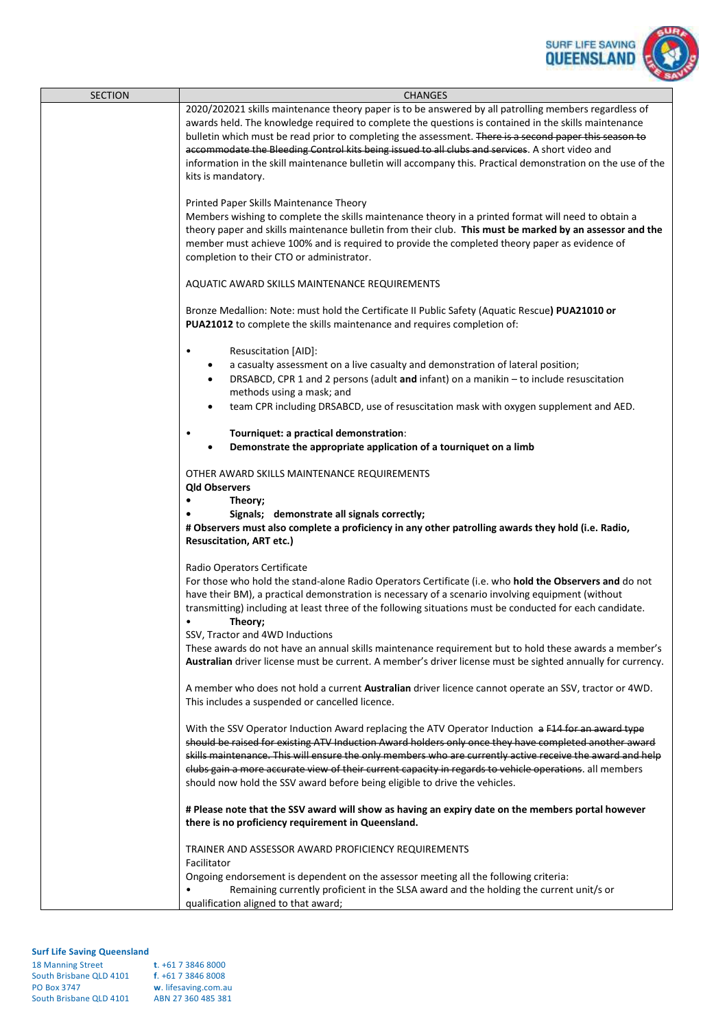| SECTION | CHANGES |
|---|---|
| | 2020/202021 skills maintenance theory paper is to be answered by all patrolling members regardless of awards held. The knowledge required to complete the questions is contained in the skills maintenance bulletin which must be read prior to completing the assessment. ~~There is a second paper this season to accommodate the Bleeding Control kits being issued to all clubs and services~~. A short video and information in the skill maintenance bulletin will accompany this. Practical demonstration on the use of the kits is mandatory.<br><br>Printed Paper Skills Maintenance Theory<br>Members wishing to complete the skills maintenance theory in a printed format will need to obtain a theory paper and skills maintenance bulletin from their club. **This must be marked by an assessor and the** member must achieve 100% and is required to provide the completed theory paper as evidence of completion to their CTO or administrator.<br><br>AQUATIC AWARD SKILLS MAINTENANCE REQUIREMENTS<br><br>Bronze Medallion: Note: must hold the Certificate II Public Safety (Aquatic Rescue**) PUA21010 or PUA21012** to complete the skills maintenance and requires completion of:<br><br>• Resuscitation [AID]:<br>&nbsp;&nbsp;&nbsp;&nbsp;• a casualty assessment on a live casualty and demonstration of lateral position;<br>&nbsp;&nbsp;&nbsp;&nbsp;• DRSABCD, CPR 1 and 2 persons (adult **and** infant) on a manikin – to include resuscitation methods using a mask; and<br>&nbsp;&nbsp;&nbsp;&nbsp;• team CPR including DRSABCD, use of resuscitation mask with oxygen supplement and AED.<br><br>• **Tourniquet: a practical demonstration**:<br>&nbsp;&nbsp;&nbsp;&nbsp;• **Demonstrate the appropriate application of a tourniquet on a limb**<br><br>OTHER AWARD SKILLS MAINTENANCE REQUIREMENTS<br>**Qld Observers**<br>• **Theory;**<br>• **Signals; demonstrate all signals correctly;**<br>**# Observers must also complete a proficiency in any other patrolling awards they hold (i.e. Radio, Resuscitation, ART etc.)**<br><br>Radio Operators Certificate<br>For those who hold the stand-alone Radio Operators Certificate (i.e. who **hold the Observers and** do not have their BM), a practical demonstration is necessary of a scenario involving equipment (without transmitting) including at least three of the following situations must be conducted for each candidate.<br>• **Theory;**<br>SSV, Tractor and 4WD Inductions<br>These awards do not have an annual skills maintenance requirement but to hold these awards a member's **Australian** driver license must be current. A member's driver license must be sighted annually for currency.<br><br>A member who does not hold a current **Australian** driver licence cannot operate an SSV, tractor or 4WD. This includes a suspended or cancelled licence.<br><br>With the SSV Operator Induction Award replacing the ATV Operator Induction ~~a F14 for an award type should be raised for existing ATV Induction Award holders only once they have completed another award skills maintenance. This will ensure the only members who are currently active receive the award and help clubs gain a more accurate view of their current capacity in regards to vehicle operations~~. all members should now hold the SSV award before being eligible to drive the vehicles.<br><br>**# Please note that the SSV award will show as having an expiry date on the members portal however there is no proficiency requirement in Queensland.**<br><br>TRAINER AND ASSESSOR AWARD PROFICIENCY REQUIREMENTS<br>Facilitator<br>Ongoing endorsement is dependent on the assessor meeting all the following criteria:<br>• Remaining currently proficient in the SLSA award and the holding the current unit/s or qualification aligned to that award; |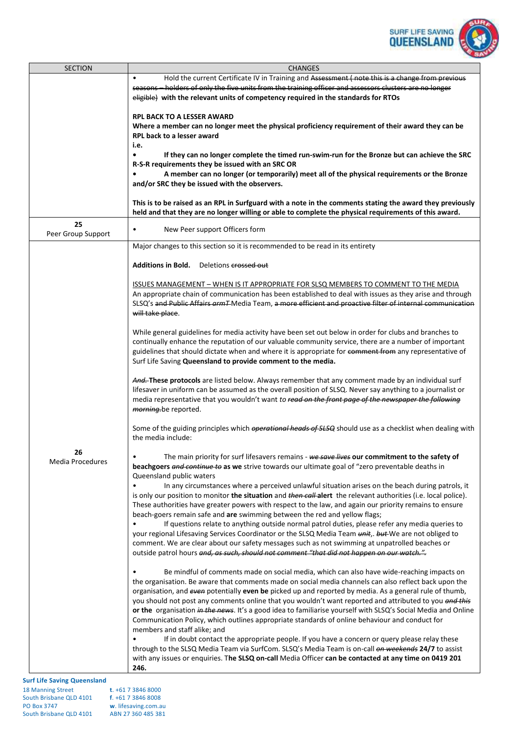| SECTION | CHANGES |
| --- | --- |
| | • Hold the current Certificate IV in Training and ~~Assessment ( note this is a change from previous seasons – holders of only the five units from the training officer and assessors clusters are no longer eligible)~~ **with the relevant units of competency required in the standards for RTOs**<br><br>**RPL BACK TO A LESSER AWARD**<br>**Where a member can no longer meet the physical proficiency requirement of their award they can be RPL back to a lesser award**<br>**i.e.**<br>• **If they can no longer complete the timed run-swim-run for the Bronze but can achieve the SRC R-S-R requirements they be issued with an SRC OR**<br>• **A member can no longer (or temporarily) meet all of the physical requirements or the Bronze and/or SRC they be issued with the observers.**<br><br>**This is to be raised as an RPL in Surfguard with a note in the comments stating the award they previously held and that they are no longer willing or able to complete the physical requirements of this award.** |
| 25<br>Peer Group Support | • New Peer support Officers form |
| 26<br>Media Procedures | Major changes to this section so it is recommended to be read in its entirety<br><br>**Additions in Bold.** Deletions ~~crossed out~~<br><br>ISSUES MANAGEMENT – WHEN IS IT APPROPRIATE FOR SLSQ MEMBERS TO COMMENT TO THE MEDIA<br>An appropriate chain of communication has been established to deal with issues as they arise and through SLSQ's ~~and Public Affairs *armT*~~ Media Team, ~~a more efficient and proactive filter of internal communication will take place~~.<br><br>While general guidelines for media activity have been set out below in order for clubs and branches to continually enhance the reputation of our valuable community service, there are a number of important guidelines that should dictate when and where it is appropriate for ~~comment from~~ any representative of Surf Life Saving **Queensland to provide comment to the media.**<br><br>~~*And.*~~ **These protocols** are listed below. Always remember that any comment made by an individual surf lifesaver in uniform can be assumed as the overall position of SLSQ. Never say anything to a journalist or media representative that you wouldn't want *to* ~~*read on the front page of the newspaper the following morning.*~~ be reported.<br><br>Some of the guiding principles which ~~*operational heads of SLSQ*~~ should use as a checklist when dealing with the media include:<br><br>• The main priority for surf lifesavers remains - ~~*we save lives*~~ **our commitment to the safety of beachgoers** ~~*and continue to*~~ **as we** strive towards our ultimate goal of "zero preventable deaths in Queensland public waters<br>• In any circumstances where a perceived unlawful situation arises on the beach during patrols, it is only our position to monitor **the situation** and ~~*then call*~~ **alert** the relevant authorities (i.e. local police). These authorities have greater powers with respect to the law, and again our priority remains to ensure beach-goers remain safe and **are** swimming between the red and yellow flags;<br>• If questions relate to anything outside normal patrol duties, please refer any media queries to your regional Lifesaving Services Coordinator or the SLSQ Media Team ~~*unit*~~,. ~~*but*~~ We are not obliged to comment. We are clear about our safety messages such as not swimming at unpatrolled beaches or outside patrol hours ~~*and, as such, should not comment "that did not happen on our watch."*~~.<br><br>• Be mindful of comments made on social media, which can also have wide-reaching impacts on the organisation. Be aware that comments made on social media channels can also reflect back upon the organisation, and ~~*even*~~ potentially **even be** picked up and reported by media. As a general rule of thumb, you should not post any comments online that you wouldn't want reported and attributed to you ~~*and this*~~ **or the** organisation ~~*in the news*~~. It's a good idea to familiarise yourself with SLSQ's Social Media and Online Communication Policy, which outlines appropriate standards of online behaviour and conduct for members and staff alike; and<br>• If in doubt contact the appropriate people. If you have a concern or query please relay these through to the SLSQ Media Team via SurfCom. SLSQ's Media Team is on-call ~~*on weekends*~~ **24/7** to assist with any issues or enquiries. T**he SLSQ on-call** Media Officer **can be contacted at any time on 0419 201 246.** |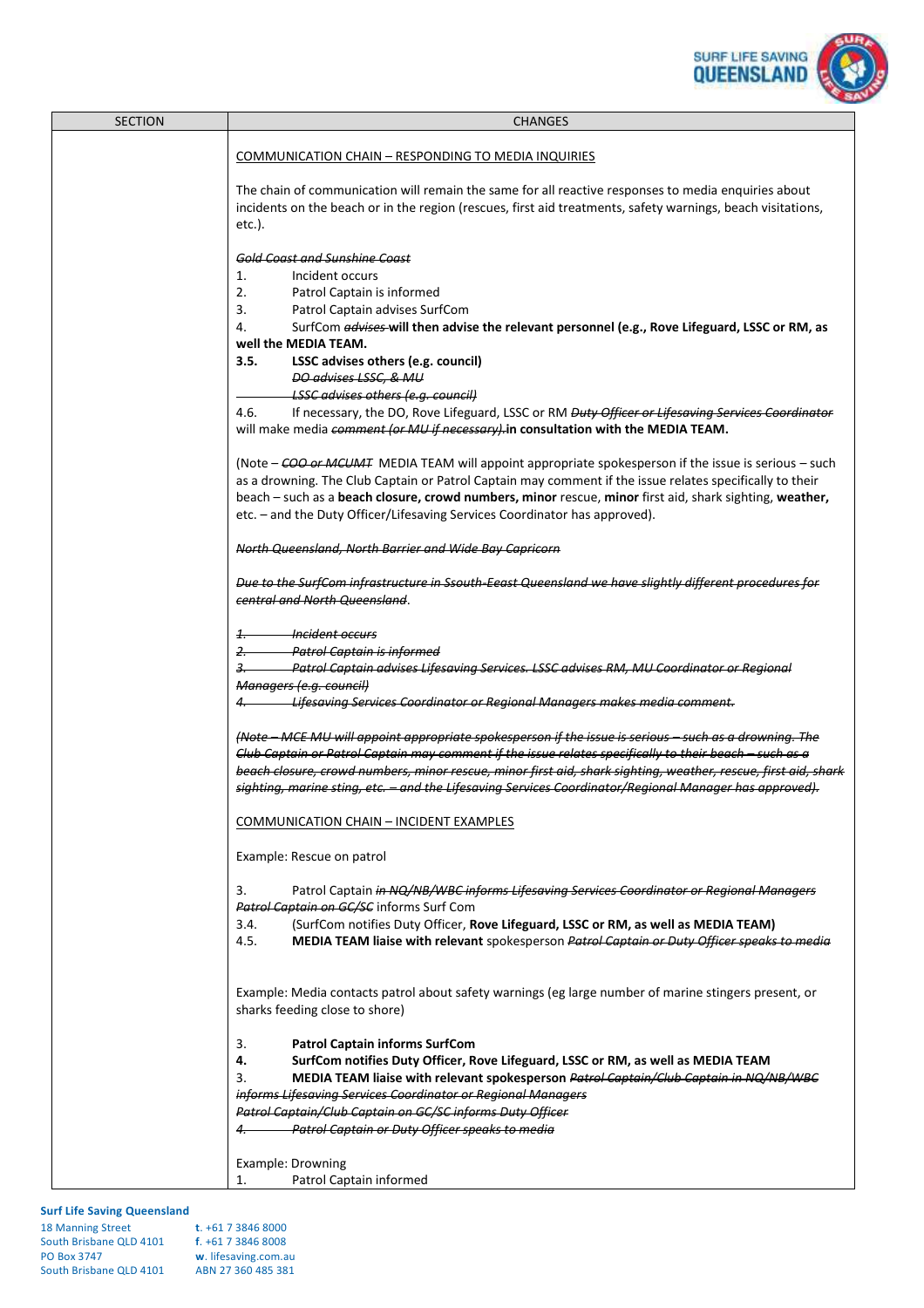| SECTION | CHANGES |
|---|---|
| | COMMUNICATION CHAIN – RESPONDING TO MEDIA INQUIRIES<br><br>The chain of communication will remain the same for all reactive responses to media enquiries about incidents on the beach or in the region (rescues, first aid treatments, safety warnings, beach visitations, etc.).<br><br>~~*Gold Coast and Sunshine Coast*~~<br>1. Incident occurs<br>2. Patrol Captain is informed<br>3. Patrol Captain advises SurfCom<br>4. SurfCom ~~*advises*~~ **will then advise the relevant personnel (e.g., Rove Lifeguard, LSSC or RM, as well the MEDIA TEAM.**<br>**3.5. LSSC advises others (e.g. council)**<br>~~*DO advises LSSC, & MU*~~<br>~~*LSSC advises others (e.g. council)*~~<br>4.6. If necessary, the DO, Rove Lifeguard, LSSC or RM ~~*Duty Officer or Lifesaving Services Coordinator*~~ will make media ~~*comment (or MU if necessary).*~~ **in consultation with the MEDIA TEAM.**<br><br>(Note – ~~*COO or MCUMT*~~ MEDIA TEAM will appoint appropriate spokesperson if the issue is serious – such as a drowning. The Club Captain or Patrol Captain may comment if the issue relates specifically to their beach – such as a **beach closure, crowd numbers, minor** rescue, **minor** first aid, shark sighting, **weather,** etc. – and the Duty Officer/Lifesaving Services Coordinator has approved).<br><br>~~*North Queensland, North Barrier and Wide Bay Capricorn*~~<br><br>~~*Due to the SurfCom infrastructure in Ssouth-Eeast Queensland we have slightly different procedures for central and North Queensland*~~.<br><br>~~*1. Incident occurs*~~<br>~~*2. Patrol Captain is informed*~~<br>~~*3. Patrol Captain advises Lifesaving Services. LSSC advises RM, MU Coordinator or Regional Managers (e.g. council)*~~<br>~~*4. Lifesaving Services Coordinator or Regional Managers makes media comment.*~~<br><br>~~*(Note – MCE MU will appoint appropriate spokesperson if the issue is serious – such as a drowning. The Club Captain or Patrol Captain may comment if the issue relates specifically to their beach – such as a beach closure, crowd numbers, minor rescue, minor first aid, shark sighting, weather, rescue, first aid, shark sighting, marine sting, etc. – and the Lifesaving Services Coordinator/Regional Manager has approved).*~~<br><br>COMMUNICATION CHAIN – INCIDENT EXAMPLES<br><br>Example: Rescue on patrol<br><br>3. Patrol Captain ~~*in NQ/NB/WBC informs Lifesaving Services Coordinator or Regional Managers*~~ ~~*Patrol Captain on GC/SC*~~ informs Surf Com<br>3.4. (SurfCom notifies Duty Officer, **Rove Lifeguard, LSSC or RM, as well as MEDIA TEAM)**<br>4.5. **MEDIA TEAM liaise with relevant** spokesperson ~~*Patrol Captain or Duty Officer speaks to media*~~<br><br>Example: Media contacts patrol about safety warnings (eg large number of marine stingers present, or sharks feeding close to shore)<br><br>3. **Patrol Captain informs SurfCom**<br>**4. SurfCom notifies Duty Officer, Rove Lifeguard, LSSC or RM, as well as MEDIA TEAM**<br>3. **MEDIA TEAM liaise with relevant spokesperson** ~~*Patrol Captain/Club Captain in NQ/NB/WBC informs Lifesaving Services Coordinator or Regional Managers*~~<br>~~*Patrol Captain/Club Captain on GC/SC informs Duty Officer*~~<br>~~*4. Patrol Captain or Duty Officer speaks to media*~~<br><br>Example: Drowning<br>1. Patrol Captain informed |

**Surf Life Saving Queensland**
18 Manning Street
South Brisbane QLD 4101
PO Box 3747
South Brisbane QLD 4101

t. +61 7 3846 8000
f. +61 7 3846 8008
w. lifesaving.com.au
ABN 27 360 485 381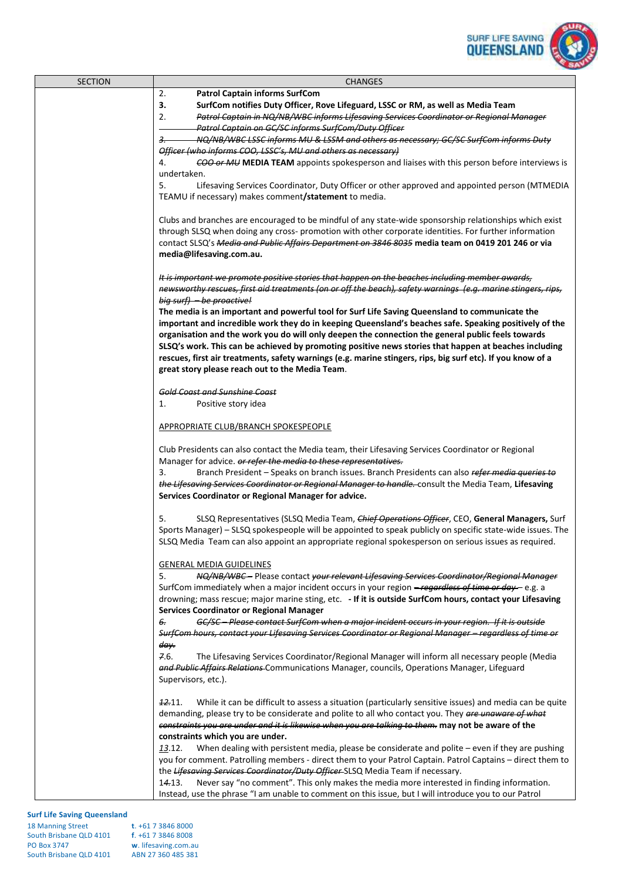| SECTION | CHANGES |
|---|---|
| | 2. **Patrol Captain informs SurfCom**<br>**3. SurfCom notifies Duty Officer, Rove Lifeguard, LSSC or RM, as well as Media Team**<br>2. ~~*Patrol Captain in NQ/NB/WBC informs Lifesaving Services Coordinator or Regional Manager*~~<br>~~*Patrol Captain on GC/SC informs SurfCom/Duty Officer*~~<br>~~*3. NQ/NB/WBC LSSC informs MU & LSSM and others as necessary; GC/SC SurfCom informs Duty Officer (who informs COO, LSSC's, MU and others as necessary)*~~<br>4. ~~*COO or MU*~~ **MEDIA TEAM** appoints spokesperson and liaises with this person before interviews is undertaken.<br>5. Lifesaving Services Coordinator, Duty Officer or other approved and appointed person (MTMEDIA TEAMU if necessary) makes comment**/statement** to media.<br><br>Clubs and branches are encouraged to be mindful of any state-wide sponsorship relationships which exist through SLSQ when doing any cross- promotion with other corporate identities. For further information contact SLSQ's ~~*Media and Public Affairs Department on 3846 8035*~~ **media team on 0419 201 246 or via media@lifesaving.com.au.**<br><br>~~*It is important we promote positive stories that happen on the beaches including member awards, newsworthy rescues, first aid treatments (on or off the beach), safety warnings (e.g. marine stingers, rips, big surf) – be proactive!*~~<br>**The media is an important and powerful tool for Surf Life Saving Queensland to communicate the important and incredible work they do in keeping Queensland's beaches safe. Speaking positively of the organisation and the work you do will only deepen the connection the general public feels towards SLSQ's work. This can be achieved by promoting positive news stories that happen at beaches including rescues, first air treatments, safety warnings (e.g. marine stingers, rips, big surf etc). If you know of a great story please reach out to the Media Team**.<br><br>~~*Gold Coast and Sunshine Coast*~~<br>1. Positive story idea<br><br>APPROPRIATE CLUB/BRANCH SPOKESPEOPLE<br><br>Club Presidents can also contact the Media team, their Lifesaving Services Coordinator or Regional Manager for advice. ~~*or refer the media to these representatives.*~~<br>3. Branch President – Speaks on branch issues. Branch Presidents can also ~~*refer media queries to the Lifesaving Services Coordinator or Regional Manager to handle.*~~ consult the Media Team, **Lifesaving Services Coordinator or Regional Manager for advice.**<br><br>5. SLSQ Representatives (SLSQ Media Team, ~~*Chief Operations Officer*~~, CEO, **General Managers,** Surf Sports Manager) – SLSQ spokespeople will be appointed to speak publicly on specific state-wide issues. The SLSQ Media Team can also appoint an appropriate regional spokesperson on serious issues as required.<br><br>GENERAL MEDIA GUIDELINES<br>5. ~~*NQ/NB/WBC –*~~ Please contact ~~*your relevant Lifesaving Services Coordinator/Regional Manager*~~ SurfCom immediately when a major incident occurs in your region ~~*– regardless of time or day –*~~ e.g. a drowning; mass rescue; major marine sting, etc. **- If it is outside SurfCom hours, contact your Lifesaving Services Coordinator or Regional Manager**<br>~~*6. GC/SC – Please contact SurfCom when a major incident occurs in your region. If it is outside SurfCom hours, contact your Lifesaving Services Coordinator or Regional Manager – regardless of time or day.*~~<br>~~*7.*~~6. The Lifesaving Services Coordinator/Regional Manager will inform all necessary people (Media ~~*and Public Affairs Relations*~~ Communications Manager, councils, Operations Manager, Lifeguard Supervisors, etc.).<br><br>~~*12.*~~11. While it can be difficult to assess a situation (particularly sensitive issues) and media can be quite demanding, please try to be considerate and polite to all who contact you. They ~~*are unaware of what constraints you are under and it is likewise when you are talking to them.*~~ **may not be aware of the constraints which you are under.**<br>~~*13.*~~12. When dealing with persistent media, please be considerate and polite – even if they are pushing you for comment. Patrolling members - direct them to your Patrol Captain. Patrol Captains – direct them to the ~~*Lifesaving Services Coordinator/Duty Officer*~~ SLSQ Media Team if necessary.<br>1~~*4*~~.13. Never say "no comment". This only makes the media more interested in finding information. Instead, use the phrase "I am unable to comment on this issue, but I will introduce you to our Patrol |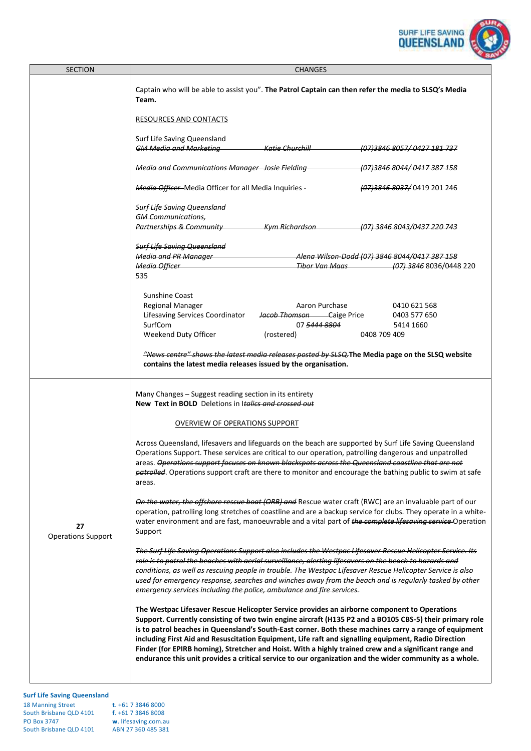| SECTION | CHANGES |
|---|---|
| | Captain who will be able to assist you". **The Patrol Captain can then refer the media to SLSQ's Media Team.**<br><br>RESOURCES AND CONTACTS<br><br>Surf Life Saving Queensland<br>~~*GM Media and Marketing Katie Churchill (07)3846 8057/ 0427 181 737*~~<br><br>~~*Media and Communications Manager Josie Fielding (07)3846 8044/ 0417 387 158*~~<br><br>~~*Media Officer*~~ Media Officer for all Media Inquiries - ~~*(07)3846 8037/*~~ 0419 201 246<br><br>~~*Surf Life Saving Queensland*~~<br>~~*GM Communications,*~~<br>~~*Partnerships & Community Kym Richardson (07) 3846 8043/0437 220 743*~~<br><br>~~*Surf Life Saving Queensland*~~<br>~~*Media and PR Manager Alena Wilson-Dodd (07) 3846 8044/0417 387 158*~~<br>~~*Media Officer Tibor Van Maas (07) 3846*~~ 8036/0448 220 535<br><br>Sunshine Coast<br>Regional Manager Aaron Purchase 0410 621 568<br>Lifesaving Services Coordinator ~~*Jacob Thomson*~~ Caige Price 0403 577 650<br>SurfCom 07 ~~*5444 8804*~~ 5414 1660<br>Weekend Duty Officer (rostered) 0408 709 409<br><br>~~*"News centre" shows the latest media releases posted by SLSQ.*~~ **The Media page on the SLSQ website contains the latest media releases issued by the organisation.** |
| **27**<br>Operations Support | Many Changes – Suggest reading section in its entirety<br>**New Text in BOLD** Deletions in I~~*talics and crossed out*~~<br><br>OVERVIEW OF OPERATIONS SUPPORT<br><br>Across Queensland, lifesavers and lifeguards on the beach are supported by Surf Life Saving Queensland Operations Support. These services are critical to our operation, patrolling dangerous and unpatrolled areas. ~~*Operations support focuses on known blackspots across the Queensland coastline that are not patrolled*~~. Operations support craft are there to monitor and encourage the bathing public to swim at safe areas.<br><br>~~*On the water, the offshore rescue boat (ORB) and*~~ Rescue water craft (RWC) are an invaluable part of our operation, patrolling long stretches of coastline and are a backup service for clubs. They operate in a white-water environment and are fast, manoeuvrable and a vital part of ~~*the complete lifesaving service*~~ Operation Support<br><br>~~*The Surf Life Saving Operations Support also includes the Westpac Lifesaver Rescue Helicopter Service. Its role is to patrol the beaches with aerial surveillance, alerting lifesavers on the beach to hazards and conditions, as well as rescuing people in trouble. The Westpac Lifesaver Rescue Helicopter Service is also used for emergency response, searches and winches away from the beach and is regularly tasked by other emergency services including the police, ambulance and fire services.*~~<br><br>**The Westpac Lifesaver Rescue Helicopter Service provides an airborne component to Operations Support. Currently consisting of two twin engine aircraft (H135 P2 and a BO105 CBS-5) their primary role is to patrol beaches in Queensland's South-East corner. Both these machines carry a range of equipment including First Aid and Resuscitation Equipment, Life raft and signalling equipment, Radio Direction Finder (for EPIRB homing), Stretcher and Hoist. With a highly trained crew and a significant range and endurance this unit provides a critical service to our organization and the wider community as a whole.** |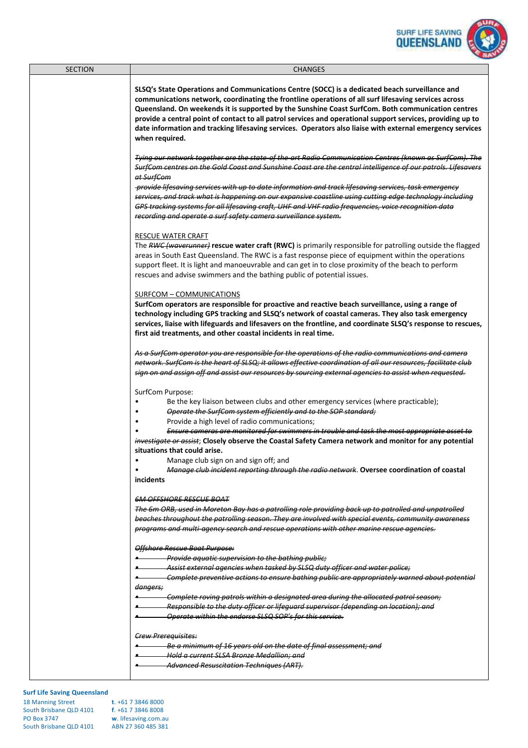| SECTION | CHANGES |
| --- | --- |
| | **SLSQ's State Operations and Communications Centre (SOCC) is a dedicated beach surveillance and communications network, coordinating the frontline operations of all surf lifesaving services across Queensland. On weekends it is supported by the Sunshine Coast SurfCom. Both communication centres provide a central point of contact to all patrol services and operational support services, providing up to date information and tracking lifesaving services. Operators also liaise with external emergency services when required.**<br><br>~~*Tying our network together are the state-of-the-art Radio Communication Centres (known as SurfCom). The SurfCom centres on the Gold Coast and Sunshine Coast are the central intelligence of our patrols. Lifesavers at SurfCom*~~<br>~~*provide lifesaving services with up to date information and track lifesaving services, task emergency services, and track what is happening on our expansive coastline using cutting edge technology including GPS tracking systems for all lifesaving craft, UHF and VHF radio frequencies, voice recognition data recording and operate a surf safety camera surveillance system.*~~<br><br><u>RESCUE WATER CRAFT</u><br>The ~~*RWC (waverunner)*~~ **rescue water craft (RWC)** is primarily responsible for patrolling outside the flagged areas in South East Queensland. The RWC is a fast response piece of equipment within the operations support fleet. It is light and manoeuvrable and can get in to close proximity of the beach to perform rescues and advise swimmers and the bathing public of potential issues.<br><br><u>SURFCOM – COMMUNICATIONS</u><br>**SurfCom operators are responsible for proactive and reactive beach surveillance, using a range of technology including GPS tracking and SLSQ's network of coastal cameras. They also task emergency services, liaise with lifeguards and lifesavers on the frontline, and coordinate SLSQ's response to rescues, first aid treatments, and other coastal incidents in real time.**<br><br>~~*As a SurfCom operator you are responsible for the operations of the radio communications and camera network. SurfCom is the heart of SLSQ; it allows effective coordination of all our resources, facilitate club sign on and assign off and assist our resources by sourcing external agencies to assist when requested.*~~<br><br>SurfCom Purpose:<br>• Be the key liaison between clubs and other emergency services (where practicable);<br>• ~~*Operate the SurfCom system efficiently and to the SOP standard;*~~<br>• Provide a high level of radio communications;<br>• ~~*Ensure cameras are monitored for swimmers in trouble and task the most appropriate asset to investigate or assist*~~; **Closely observe the Coastal Safety Camera network and monitor for any potential situations that could arise.**<br>• Manage club sign on and sign off; and<br>• ~~*Manage club incident reporting through the radio network*~~. **Oversee coordination of coastal incidents**<br><br>~~*6M OFFSHORE RESCUE BOAT*~~<br>~~*The 6m ORB, used in Moreton Bay has a patrolling role providing back up to patrolled and unpatrolled beaches throughout the patrolling season. They are involved with special events, community awareness programs and multi-agency search and rescue operations with other marine rescue agencies.*~~<br><br>~~*Offshore Rescue Boat Purpose:*~~<br>• ~~*Provide aquatic supervision to the bathing public;*~~<br>• ~~*Assist external agencies when tasked by SLSQ duty officer and water police;*~~<br>• ~~*Complete preventive actions to ensure bathing public are appropriately warned about potential dangers;*~~<br>• ~~*Complete roving patrols within a designated area during the allocated patrol season;*~~<br>• ~~*Responsible to the duty officer or lifeguard supervisor (depending on location); and*~~<br>• ~~*Operate within the endorse SLSQ SOP's for this service.*~~<br><br>~~*Crew Prerequisites:*~~<br>• ~~*Be a minimum of 16 years old on the date of final assessment; and*~~<br>• ~~*Hold a current SLSA Bronze Medallion; and*~~<br>• ~~*Advanced Resuscitation Techniques (ART).*~~ |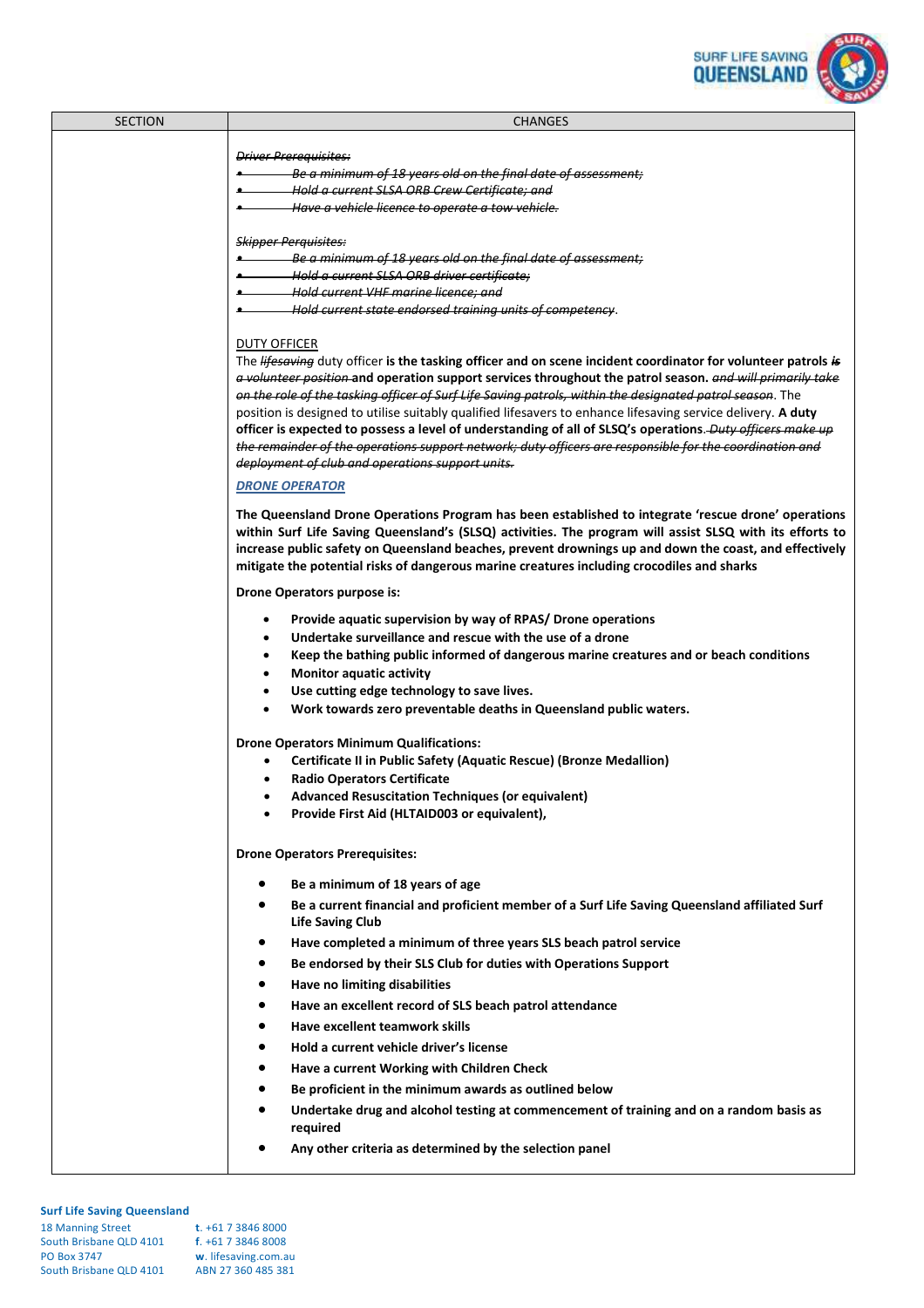| SECTION | CHANGES |
| --- | --- |
| | ~~*Driver Prerequisites:*~~<br>• ~~*Be a minimum of 18 years old on the final date of assessment;*~~<br>• ~~*Hold a current SLSA ORB Crew Certificate; and*~~<br>• ~~*Have a vehicle licence to operate a tow vehicle.*~~<br><br>~~*Skipper Perquisites:*~~<br>• ~~*Be a minimum of 18 years old on the final date of assessment;*~~<br>• ~~*Hold a current SLSA ORB driver certificate;*~~<br>• ~~*Hold current VHF marine licence; and*~~<br>• ~~*Hold current state endorsed training units of competency*~~.<br><br>DUTY OFFICER<br>The ~~*lifesaving*~~ duty officer **is the tasking officer and on scene incident coordinator for volunteer patrols** ~~*is a volunteer position*~~ **and operation support services throughout the patrol season.** ~~*and will primarily take on the role of the tasking officer of Surf Life Saving patrols, within the designated patrol season*~~. The position is designed to utilise suitably qualified lifesavers to enhance lifesaving service delivery. **A duty officer is expected to possess a level of understanding of all of SLSQ's operations**. ~~*Duty officers make up the remainder of the operations support network; duty officers are responsible for the coordination and deployment of club and operations support units.*~~<br><br>***DRONE OPERATOR***<br><br>**The Queensland Drone Operations Program has been established to integrate 'rescue drone' operations within Surf Life Saving Queensland's (SLSQ) activities. The program will assist SLSQ with its efforts to increase public safety on Queensland beaches, prevent drownings up and down the coast, and effectively mitigate the potential risks of dangerous marine creatures including crocodiles and sharks**<br><br>**Drone Operators purpose is:**<br>• **Provide aquatic supervision by way of RPAS/ Drone operations**<br>• **Undertake surveillance and rescue with the use of a drone**<br>• **Keep the bathing public informed of dangerous marine creatures and or beach conditions**<br>• **Monitor aquatic activity**<br>• **Use cutting edge technology to save lives.**<br>• **Work towards zero preventable deaths in Queensland public waters.**<br><br>**Drone Operators Minimum Qualifications:**<br>• **Certificate II in Public Safety (Aquatic Rescue) (Bronze Medallion)**<br>• **Radio Operators Certificate**<br>• **Advanced Resuscitation Techniques (or equivalent)**<br>• **Provide First Aid (HLTAID003 or equivalent),**<br><br>**Drone Operators Prerequisites:**<br>• **Be a minimum of 18 years of age**<br>• **Be a current financial and proficient member of a Surf Life Saving Queensland affiliated Surf Life Saving Club**<br>• **Have completed a minimum of three years SLS beach patrol service**<br>• **Be endorsed by their SLS Club for duties with Operations Support**<br>• **Have no limiting disabilities**<br>• **Have an excellent record of SLS beach patrol attendance**<br>• **Have excellent teamwork skills**<br>• **Hold a current vehicle driver's license**<br>• **Have a current Working with Children Check**<br>• **Be proficient in the minimum awards as outlined below**<br>• **Undertake drug and alcohol testing at commencement of training and on a random basis as required**<br>• **Any other criteria as determined by the selection panel** |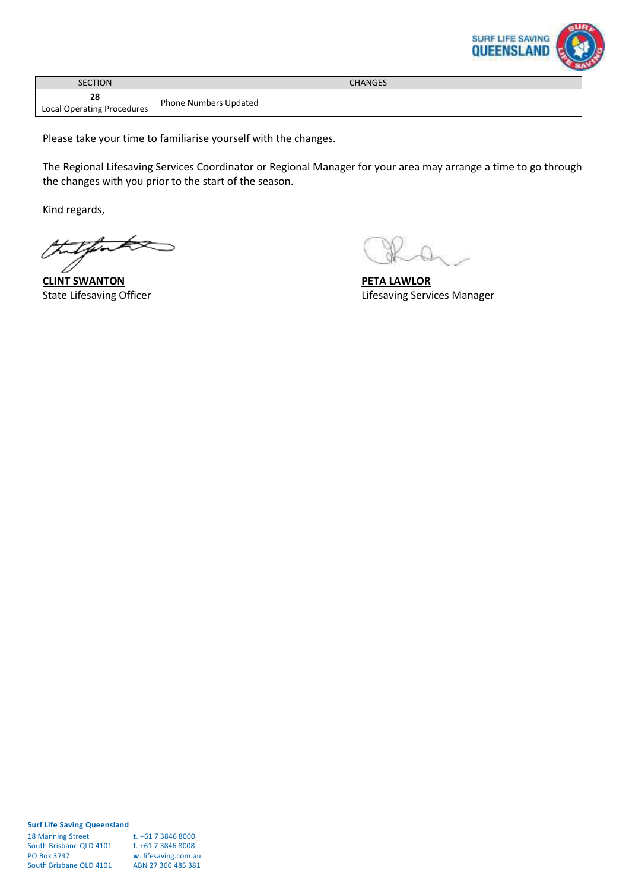| SECTION | CHANGES |
|---|---|
| **28** Local Operating Procedures | Phone Numbers Updated |

Please take your time to familiarise yourself with the changes.

The Regional Lifesaving Services Coordinator or Regional Manager for your area may arrange a time to go through the changes with you prior to the start of the season.

Kind regards,

**CLINT SWANTON**
State Lifesaving Officer

**PETA LAWLOR**
Lifesaving Services Manager

**Surf Life Saving Queensland**
18 Manning Street
South Brisbane QLD 4101
PO Box 3747
South Brisbane QLD 4101

**t**. +61 7 3846 8000
**f**. +61 7 3846 8008
**w**. lifesaving.com.au
ABN 27 360 485 381